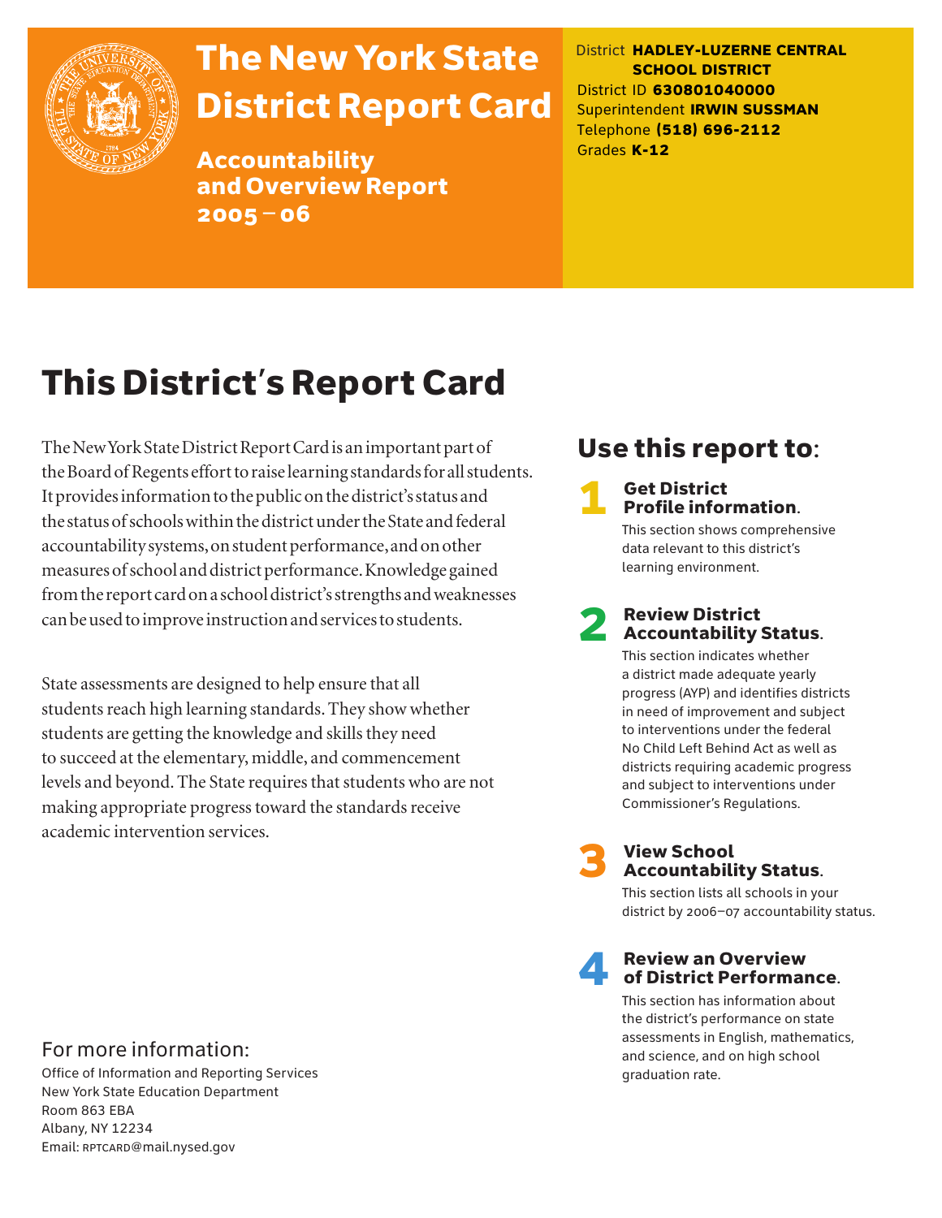# The New York State District Report Card

**Accountability and Overview Report 2005–06**

District **HADLEY-LUZERNE CENTRAL SCHOOL DISTRICT**
District ID **630801040000**
Superintendent **IRWIN SUSSMAN**
Telephone **(518) 696-2112**
Grades **K-12**

## This District's Report Card

The New York State District Report Card is an important part of the Board of Regents effort to raise learning standards for all students. It provides information to the public on the district's status and the status of schools within the district under the State and federal accountability systems, on student performance, and on other measures of school and district performance. Knowledge gained from the report card on a school district's strengths and weaknesses can be used to improve instruction and services to students.

State assessments are designed to help ensure that all students reach high learning standards. They show whether students are getting the knowledge and skills they need to succeed at the elementary, middle, and commencement levels and beyond. The State requires that students who are not making appropriate progress toward the standards receive academic intervention services.

## Use this report to:

**1 Get District Profile information.**
This section shows comprehensive data relevant to this district's learning environment.

**2 Review District Accountability Status.**
This section indicates whether a district made adequate yearly progress (AYP) and identifies districts in need of improvement and subject to interventions under the federal No Child Left Behind Act as well as districts requiring academic progress and subject to interventions under Commissioner's Regulations.

**3 View School Accountability Status.**
This section lists all schools in your district by 2006–07 accountability status.

**4 Review an Overview of District Performance.**
This section has information about the district's performance on state assessments in English, mathematics, and science, and on high school graduation rate.

For more information:

Office of Information and Reporting Services
New York State Education Department
Room 863 EBA
Albany, NY 12234
Email: RPTCARD@mail.nysed.gov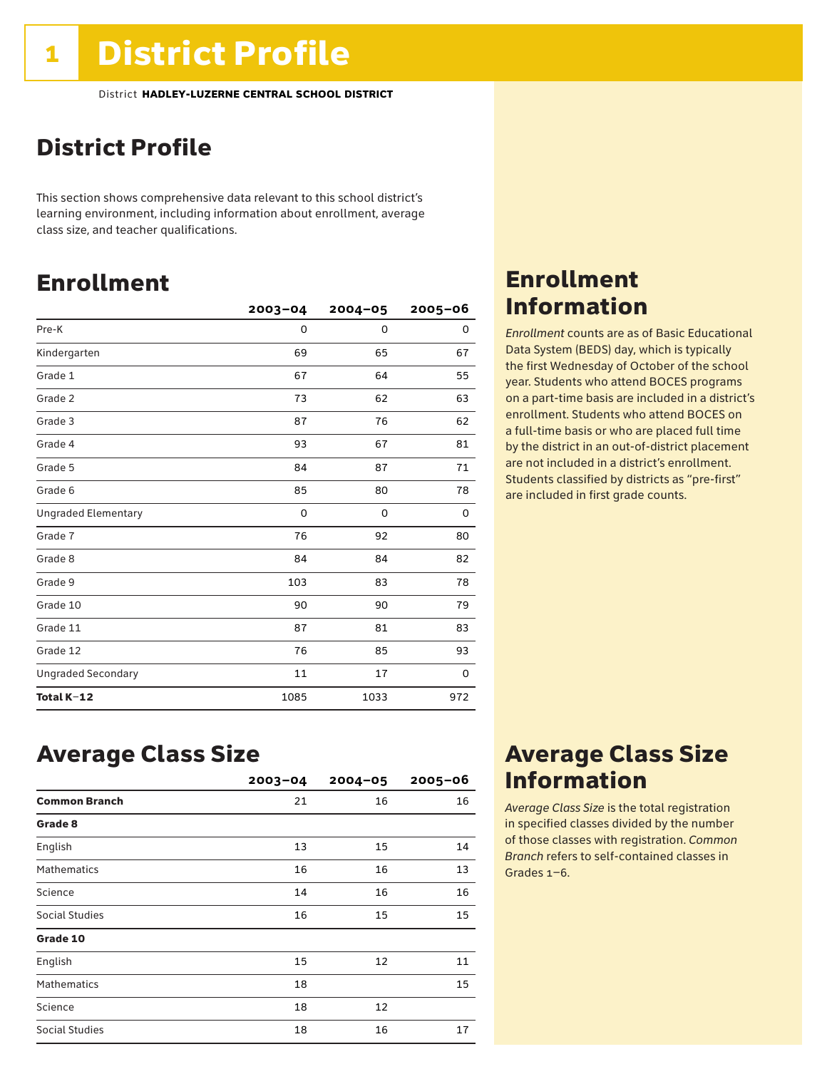# District Profile

District **HADLEY-LUZERNE CENTRAL SCHOOL DISTRICT**

## District Profile

This section shows comprehensive data relevant to this school district's learning environment, including information about enrollment, average class size, and teacher qualifications.

## Enrollment

| | 2003–04 | 2004–05 | 2005–06 |
|---|---|---|---|
| Pre-K | 0 | 0 | 0 |
| Kindergarten | 69 | 65 | 67 |
| Grade 1 | 67 | 64 | 55 |
| Grade 2 | 73 | 62 | 63 |
| Grade 3 | 87 | 76 | 62 |
| Grade 4 | 93 | 67 | 81 |
| Grade 5 | 84 | 87 | 71 |
| Grade 6 | 85 | 80 | 78 |
| Ungraded Elementary | 0 | 0 | 0 |
| Grade 7 | 76 | 92 | 80 |
| Grade 8 | 84 | 84 | 82 |
| Grade 9 | 103 | 83 | 78 |
| Grade 10 | 90 | 90 | 79 |
| Grade 11 | 87 | 81 | 83 |
| Grade 12 | 76 | 85 | 93 |
| Ungraded Secondary | 11 | 17 | 0 |
| **Total K–12** | 1085 | 1033 | 972 |

## Enrollment Information

*Enrollment* counts are as of Basic Educational Data System (BEDS) day, which is typically the first Wednesday of October of the school year. Students who attend BOCES programs on a part-time basis are included in a district's enrollment. Students who attend BOCES on a full-time basis or who are placed full time by the district in an out-of-district placement are not included in a district's enrollment. Students classified by districts as "pre-first" are included in first grade counts.

## Average Class Size

| | 2003–04 | 2004–05 | 2005–06 |
|---|---|---|---|
| **Common Branch** | 21 | 16 | 16 |
| **Grade 8** | | | |
| English | 13 | 15 | 14 |
| Mathematics | 16 | 16 | 13 |
| Science | 14 | 16 | 16 |
| Social Studies | 16 | 15 | 15 |
| **Grade 10** | | | |
| English | 15 | 12 | 11 |
| Mathematics | 18 | | 15 |
| Science | 18 | 12 | |
| Social Studies | 18 | 16 | 17 |

## Average Class Size Information

*Average Class Size* is the total registration in specified classes divided by the number of those classes with registration. *Common Branch* refers to self-contained classes in Grades 1–6.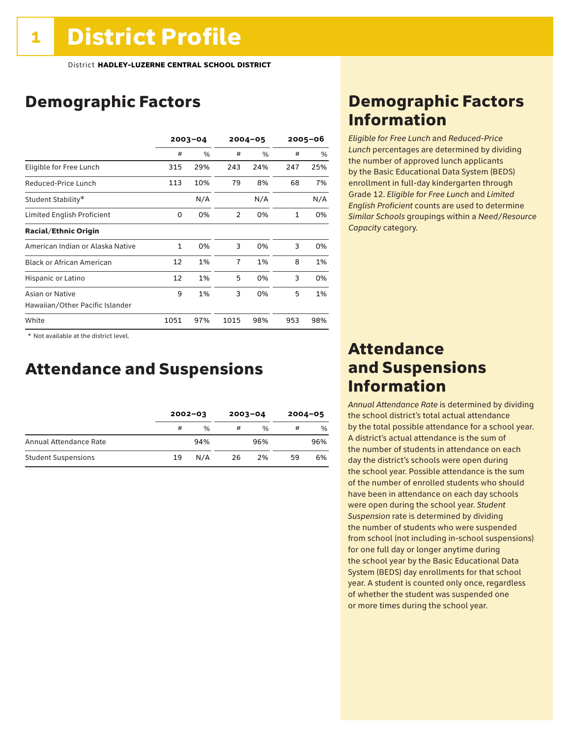# 1 District Profile

District **HADLEY-LUZERNE CENTRAL SCHOOL DISTRICT**

## Demographic Factors

| | 2003–04 | | 2004–05 | | 2005–06 | |
|---|---|---|---|---|---|---|
| | # | % | # | % | # | % |
| Eligible for Free Lunch | 315 | 29% | 243 | 24% | 247 | 25% |
| Reduced-Price Lunch | 113 | 10% | 79 | 8% | 68 | 7% |
| Student Stability* | | N/A | | N/A | | N/A |
| Limited English Proficient | 0 | 0% | 2 | 0% | 1 | 0% |
| **Racial/Ethnic Origin** | | | | | | |
| American Indian or Alaska Native | 1 | 0% | 3 | 0% | 3 | 0% |
| Black or African American | 12 | 1% | 7 | 1% | 8 | 1% |
| Hispanic or Latino | 12 | 1% | 5 | 0% | 3 | 0% |
| Asian or Native Hawaiian/Other Pacific Islander | 9 | 1% | 3 | 0% | 5 | 1% |
| White | 1051 | 97% | 1015 | 98% | 953 | 98% |

\* Not available at the district level.

## Attendance and Suspensions

| | 2002–03 | | 2003–04 | | 2004–05 | |
|---|---|---|---|---|---|---|
| | # | % | # | % | # | % |
| Annual Attendance Rate | | 94% | | 96% | | 96% |
| Student Suspensions | 19 | N/A | 26 | 2% | 59 | 6% |

## Demographic Factors Information

*Eligible for Free Lunch* and *Reduced-Price Lunch* percentages are determined by dividing the number of approved lunch applicants by the Basic Educational Data System (BEDS) enrollment in full-day kindergarten through Grade 12. *Eligible for Free Lunch* and *Limited English Proficient* counts are used to determine *Similar Schools* groupings within a *Need/Resource Capacity* category.

## Attendance and Suspensions Information

*Annual Attendance Rate* is determined by dividing the school district's total actual attendance by the total possible attendance for a school year. A district's actual attendance is the sum of the number of students in attendance on each day the district's schools were open during the school year. Possible attendance is the sum of the number of enrolled students who should have been in attendance on each day schools were open during the school year. *Student Suspension* rate is determined by dividing the number of students who were suspended from school (not including in-school suspensions) for one full day or longer anytime during the school year by the Basic Educational Data System (BEDS) day enrollments for that school year. A student is counted only once, regardless of whether the student was suspended one or more times during the school year.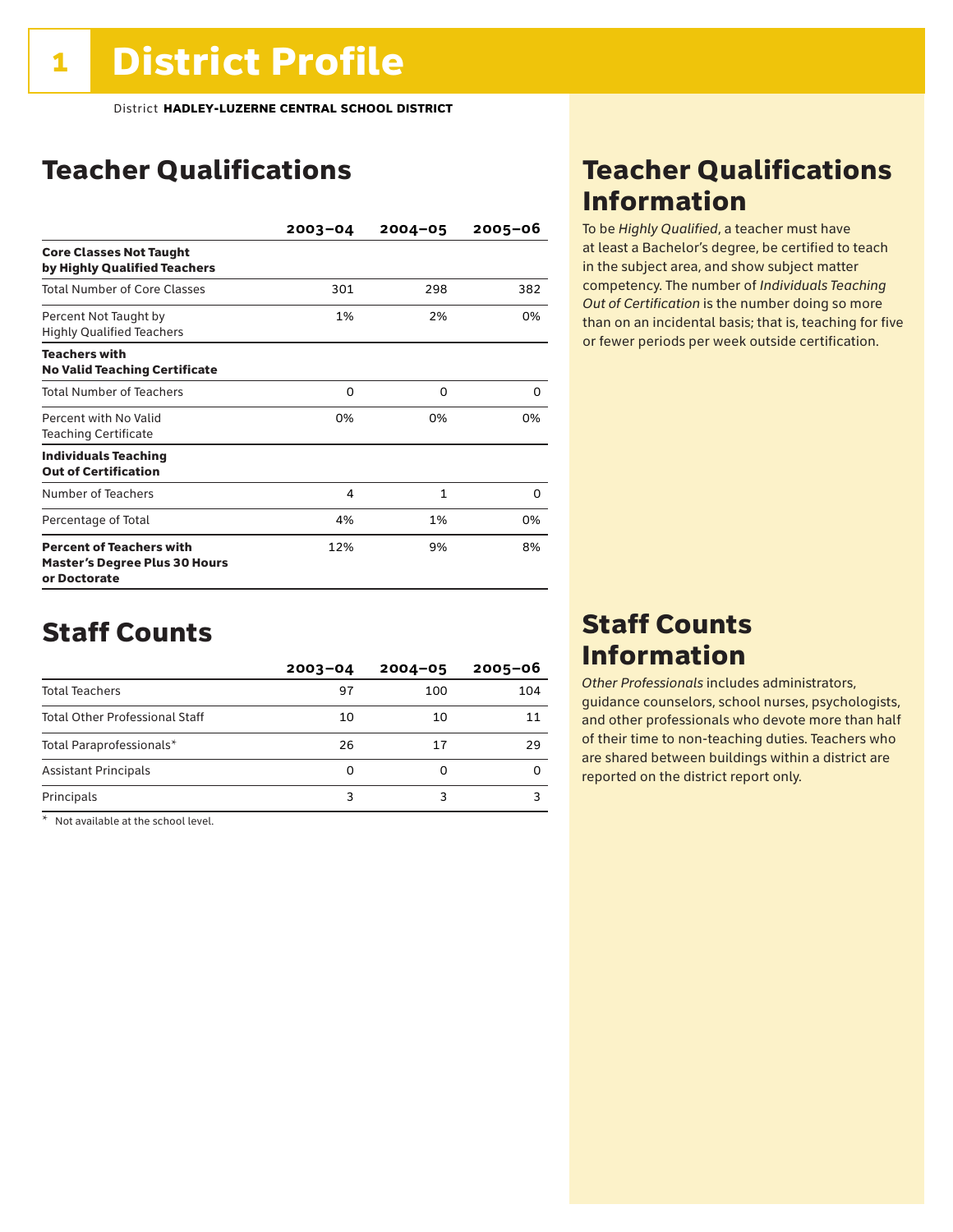# 1 District Profile

District **HADLEY-LUZERNE CENTRAL SCHOOL DISTRICT**

## Teacher Qualifications

| | 2003–04 | 2004–05 | 2005–06 |
|---|---|---|---|
| **Core Classes Not Taught by Highly Qualified Teachers** | | | |
| Total Number of Core Classes | 301 | 298 | 382 |
| Percent Not Taught by Highly Qualified Teachers | 1% | 2% | 0% |
| **Teachers with No Valid Teaching Certificate** | | | |
| Total Number of Teachers | 0 | 0 | 0 |
| Percent with No Valid Teaching Certificate | 0% | 0% | 0% |
| **Individuals Teaching Out of Certification** | | | |
| Number of Teachers | 4 | 1 | 0 |
| Percentage of Total | 4% | 1% | 0% |
| **Percent of Teachers with Master's Degree Plus 30 Hours or Doctorate** | 12% | 9% | 8% |

## Teacher Qualifications Information

To be *Highly Qualified*, a teacher must have at least a Bachelor's degree, be certified to teach in the subject area, and show subject matter competency. The number of *Individuals Teaching Out of Certification* is the number doing so more than on an incidental basis; that is, teaching for five or fewer periods per week outside certification.

## Staff Counts

| | 2003–04 | 2004–05 | 2005–06 |
|---|---|---|---|
| Total Teachers | 97 | 100 | 104 |
| Total Other Professional Staff | 10 | 10 | 11 |
| Total Paraprofessionals* | 26 | 17 | 29 |
| Assistant Principals | 0 | 0 | 0 |
| Principals | 3 | 3 | 3 |

\* Not available at the school level.

## Staff Counts Information

*Other Professionals* includes administrators, guidance counselors, school nurses, psychologists, and other professionals who devote more than half of their time to non-teaching duties. Teachers who are shared between buildings within a district are reported on the district report only.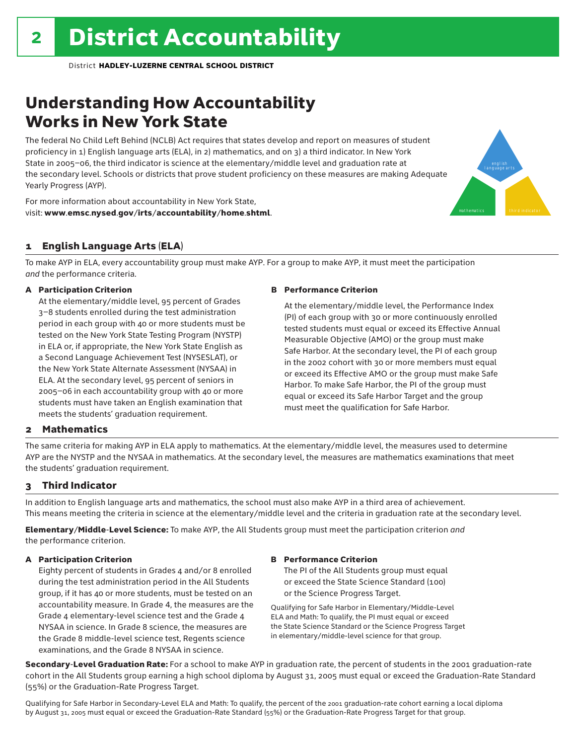# 2 District Accountability

District **HADLEY-LUZERNE CENTRAL SCHOOL DISTRICT**

## Understanding How Accountability Works in New York State

The federal No Child Left Behind (NCLB) Act requires that states develop and report on measures of student proficiency in 1) English language arts (ELA), in 2) mathematics, and on 3) a third indicator. In New York State in 2005–06, the third indicator is science at the elementary/middle level and graduation rate at the secondary level. Schools or districts that prove student proficiency on these measures are making Adequate Yearly Progress (AYP).

For more information about accountability in New York State, visit: **www.emsc.nysed.gov/irts/accountability/home.shtml**.

### 1 English Language Arts (ELA)

To make AYP in ELA, every accountability group must make AYP. For a group to make AYP, it must meet the participation *and* the performance criteria.

**A Participation Criterion**

At the elementary/middle level, 95 percent of Grades 3–8 students enrolled during the test administration period in each group with 40 or more students must be tested on the New York State Testing Program (NYSTP) in ELA or, if appropriate, the New York State English as a Second Language Achievement Test (NYSESLAT), or the New York State Alternate Assessment (NYSAA) in ELA. At the secondary level, 95 percent of seniors in 2005–06 in each accountability group with 40 or more students must have taken an English examination that meets the students' graduation requirement.

**B Performance Criterion**

At the elementary/middle level, the Performance Index (PI) of each group with 30 or more continuously enrolled tested students must equal or exceed its Effective Annual Measurable Objective (AMO) or the group must make Safe Harbor. At the secondary level, the PI of each group in the 2002 cohort with 30 or more members must equal or exceed its Effective AMO or the group must make Safe Harbor. To make Safe Harbor, the PI of the group must equal or exceed its Safe Harbor Target and the group must meet the qualification for Safe Harbor.

### 2 Mathematics

The same criteria for making AYP in ELA apply to mathematics. At the elementary/middle level, the measures used to determine AYP are the NYSTP and the NYSAA in mathematics. At the secondary level, the measures are mathematics examinations that meet the students' graduation requirement.

### 3 Third Indicator

In addition to English language arts and mathematics, the school must also make AYP in a third area of achievement. This means meeting the criteria in science at the elementary/middle level and the criteria in graduation rate at the secondary level.

**Elementary/Middle-Level Science:** To make AYP, the All Students group must meet the participation criterion *and* the performance criterion.

**A Participation Criterion**

Eighty percent of students in Grades 4 and/or 8 enrolled during the test administration period in the All Students group, if it has 40 or more students, must be tested on an accountability measure. In Grade 4, the measures are the Grade 4 elementary-level science test and the Grade 4 NYSAA in science. In Grade 8 science, the measures are the Grade 8 middle-level science test, Regents science examinations, and the Grade 8 NYSAA in science.

**B Performance Criterion**

The PI of the All Students group must equal or exceed the State Science Standard (100) or the Science Progress Target.

Qualifying for Safe Harbor in Elementary/Middle-Level ELA and Math: To qualify, the PI must equal or exceed the State Science Standard or the Science Progress Target in elementary/middle-level science for that group.

**Secondary-Level Graduation Rate:** For a school to make AYP in graduation rate, the percent of students in the 2001 graduation-rate cohort in the All Students group earning a high school diploma by August 31, 2005 must equal or exceed the Graduation-Rate Standard (55%) or the Graduation-Rate Progress Target.

Qualifying for Safe Harbor in Secondary-Level ELA and Math: To qualify, the percent of the 2001 graduation-rate cohort earning a local diploma by August 31, 2005 must equal or exceed the Graduation-Rate Standard (55%) or the Graduation-Rate Progress Target for that group.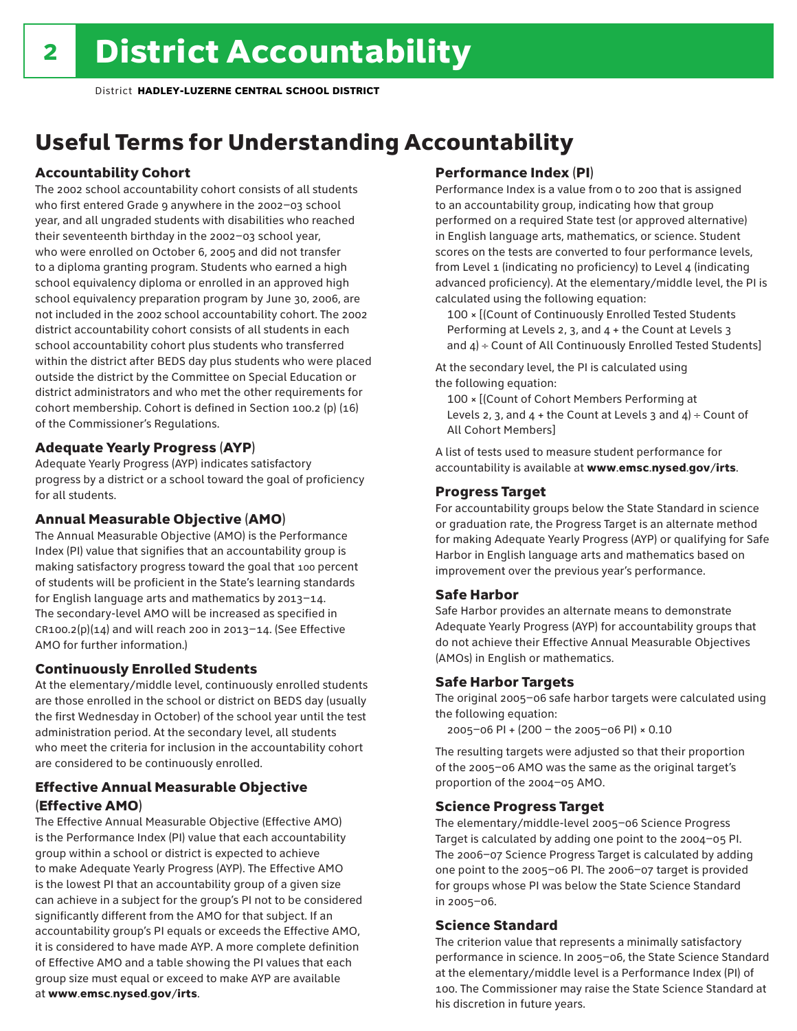# 2 District Accountability

District **HADLEY-LUZERNE CENTRAL SCHOOL DISTRICT**

## Useful Terms for Understanding Accountability

### Accountability Cohort

The 2002 school accountability cohort consists of all students who first entered Grade 9 anywhere in the 2002–03 school year, and all ungraded students with disabilities who reached their seventeenth birthday in the 2002–03 school year, who were enrolled on October 6, 2005 and did not transfer to a diploma granting program. Students who earned a high school equivalency diploma or enrolled in an approved high school equivalency preparation program by June 30, 2006, are not included in the 2002 school accountability cohort. The 2002 district accountability cohort consists of all students in each school accountability cohort plus students who transferred within the district after BEDS day plus students who were placed outside the district by the Committee on Special Education or district administrators and who met the other requirements for cohort membership. Cohort is defined in Section 100.2 (p) (16) of the Commissioner's Regulations.

### Adequate Yearly Progress (AYP)

Adequate Yearly Progress (AYP) indicates satisfactory progress by a district or a school toward the goal of proficiency for all students.

### Annual Measurable Objective (AMO)

The Annual Measurable Objective (AMO) is the Performance Index (PI) value that signifies that an accountability group is making satisfactory progress toward the goal that 100 percent of students will be proficient in the State's learning standards for English language arts and mathematics by 2013–14. The secondary-level AMO will be increased as specified in CR100.2(p)(14) and will reach 200 in 2013–14. (See Effective AMO for further information.)

### Continuously Enrolled Students

At the elementary/middle level, continuously enrolled students are those enrolled in the school or district on BEDS day (usually the first Wednesday in October) of the school year until the test administration period. At the secondary level, all students who meet the criteria for inclusion in the accountability cohort are considered to be continuously enrolled.

### Effective Annual Measurable Objective (Effective AMO)

The Effective Annual Measurable Objective (Effective AMO) is the Performance Index (PI) value that each accountability group within a school or district is expected to achieve to make Adequate Yearly Progress (AYP). The Effective AMO is the lowest PI that an accountability group of a given size can achieve in a subject for the group's PI not to be considered significantly different from the AMO for that subject. If an accountability group's PI equals or exceeds the Effective AMO, it is considered to have made AYP. A more complete definition of Effective AMO and a table showing the PI values that each group size must equal or exceed to make AYP are available at **www.emsc.nysed.gov/irts**.

### Performance Index (PI)

Performance Index is a value from 0 to 200 that is assigned to an accountability group, indicating how that group performed on a required State test (or approved alternative) in English language arts, mathematics, or science. Student scores on the tests are converted to four performance levels, from Level 1 (indicating no proficiency) to Level 4 (indicating advanced proficiency). At the elementary/middle level, the PI is calculated using the following equation:

100 × [(Count of Continuously Enrolled Tested Students Performing at Levels 2, 3, and 4 + the Count at Levels 3 and 4) ÷ Count of All Continuously Enrolled Tested Students]

At the secondary level, the PI is calculated using the following equation:

100 × [(Count of Cohort Members Performing at Levels 2, 3, and 4 + the Count at Levels 3 and 4) ÷ Count of All Cohort Members]

A list of tests used to measure student performance for accountability is available at **www.emsc.nysed.gov/irts**.

### Progress Target

For accountability groups below the State Standard in science or graduation rate, the Progress Target is an alternate method for making Adequate Yearly Progress (AYP) or qualifying for Safe Harbor in English language arts and mathematics based on improvement over the previous year's performance.

### Safe Harbor

Safe Harbor provides an alternate means to demonstrate Adequate Yearly Progress (AYP) for accountability groups that do not achieve their Effective Annual Measurable Objectives (AMOs) in English or mathematics.

### Safe Harbor Targets

The original 2005–06 safe harbor targets were calculated using the following equation:

2005–06 PI + (200 – the 2005–06 PI) × 0.10

The resulting targets were adjusted so that their proportion of the 2005–06 AMO was the same as the original target's proportion of the 2004–05 AMO.

### Science Progress Target

The elementary/middle-level 2005–06 Science Progress Target is calculated by adding one point to the 2004–05 PI. The 2006–07 Science Progress Target is calculated by adding one point to the 2005–06 PI. The 2006–07 target is provided for groups whose PI was below the State Science Standard in 2005–06.

### Science Standard

The criterion value that represents a minimally satisfactory performance in science. In 2005–06, the State Science Standard at the elementary/middle level is a Performance Index (PI) of 100. The Commissioner may raise the State Science Standard at his discretion in future years.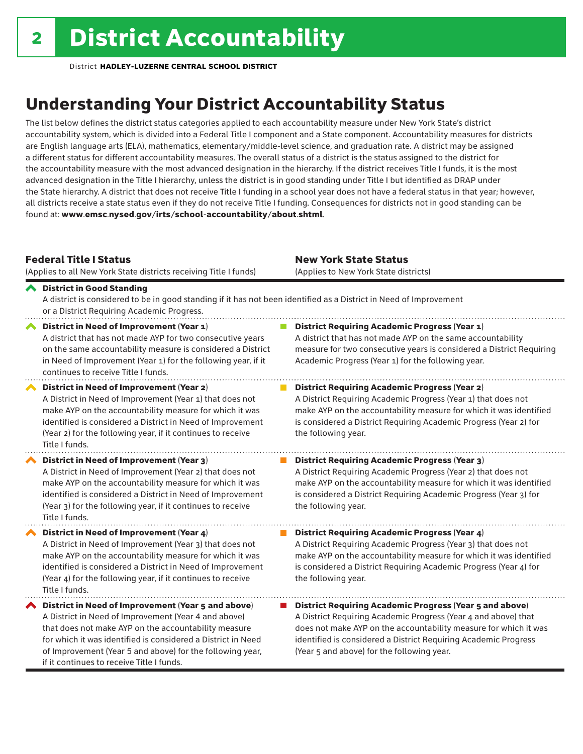# District Accountability

District **HADLEY-LUZERNE CENTRAL SCHOOL DISTRICT**

## Understanding Your District Accountability Status

The list below defines the district status categories applied to each accountability measure under New York State's district accountability system, which is divided into a Federal Title I component and a State component. Accountability measures for districts are English language arts (ELA), mathematics, elementary/middle-level science, and graduation rate. A district may be assigned a different status for different accountability measures. The overall status of a district is the status assigned to the district for the accountability measure with the most advanced designation in the hierarchy. If the district receives Title I funds, it is the most advanced designation in the Title I hierarchy, unless the district is in good standing under Title I but identified as DRAP under the State hierarchy. A district that does not receive Title I funding in a school year does not have a federal status in that year; however, all districts receive a state status even if they do not receive Title I funding. Consequences for districts not in good standing can be found at: **www.emsc.nysed.gov/irts/school-accountability/about.shtml**.

| **Federal Title I Status** (Applies to all New York State districts receiving Title I funds) | **New York State Status** (Applies to New York State districts) |
|---|---|
| **District in Good Standing** A district is considered to be in good standing if it has not been identified as a District in Need of Improvement or a District Requiring Academic Progress. | |
| **District in Need of Improvement (Year 1)** A district that has not made AYP for two consecutive years on the same accountability measure is considered a District in Need of Improvement (Year 1) for the following year, if it continues to receive Title I funds. | **District Requiring Academic Progress (Year 1)** A district that has not made AYP on the same accountability measure for two consecutive years is considered a District Requiring Academic Progress (Year 1) for the following year. |
| **District in Need of Improvement (Year 2)** A District in Need of Improvement (Year 1) that does not make AYP on the accountability measure for which it was identified is considered a District in Need of Improvement (Year 2) for the following year, if it continues to receive Title I funds. | **District Requiring Academic Progress (Year 2)** A District Requiring Academic Progress (Year 1) that does not make AYP on the accountability measure for which it was identified is considered a District Requiring Academic Progress (Year 2) for the following year. |
| **District in Need of Improvement (Year 3)** A District in Need of Improvement (Year 2) that does not make AYP on the accountability measure for which it was identified is considered a District in Need of Improvement (Year 3) for the following year, if it continues to receive Title I funds. | **District Requiring Academic Progress (Year 3)** A District Requiring Academic Progress (Year 2) that does not make AYP on the accountability measure for which it was identified is considered a District Requiring Academic Progress (Year 3) for the following year. |
| **District in Need of Improvement (Year 4)** A District in Need of Improvement (Year 3) that does not make AYP on the accountability measure for which it was identified is considered a District in Need of Improvement (Year 4) for the following year, if it continues to receive Title I funds. | **District Requiring Academic Progress (Year 4)** A District Requiring Academic Progress (Year 3) that does not make AYP on the accountability measure for which it was identified is considered a District Requiring Academic Progress (Year 4) for the following year. |
| **District in Need of Improvement (Year 5 and above)** A District in Need of Improvement (Year 4 and above) that does not make AYP on the accountability measure for which it was identified is considered a District in Need of Improvement (Year 5 and above) for the following year, if it continues to receive Title I funds. | **District Requiring Academic Progress (Year 5 and above)** A District Requiring Academic Progress (Year 4 and above) that does not make AYP on the accountability measure for which it was identified is considered a District Requiring Academic Progress (Year 5 and above) for the following year. |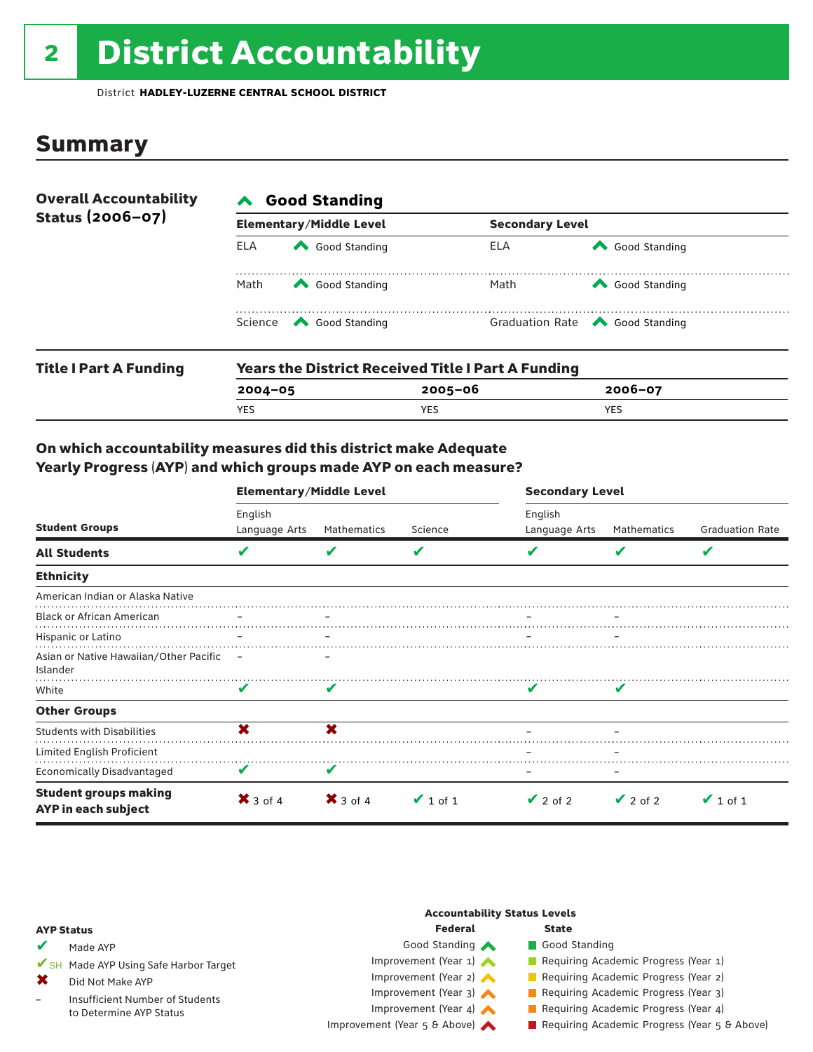# 2 District Accountability

District **HADLEY-LUZERNE CENTRAL SCHOOL DISTRICT**

## Summary

**Overall Accountability Status (2006–07)**

**Good Standing**

| Elementary/Middle Level | | Secondary Level | |
|---|---|---|---|
| ELA | Good Standing | ELA | Good Standing |
| Math | Good Standing | Math | Good Standing |
| Science | Good Standing | Graduation Rate | Good Standing |

**Title I Part A Funding**

**Years the District Received Title I Part A Funding**

| 2004–05 | 2005–06 | 2006–07 |
|---|---|---|
| YES | YES | YES |

### On which accountability measures did this district make Adequate Yearly Progress (AYP) and which groups made AYP on each measure?

| Student Groups | Elementary/Middle Level: English Language Arts | Elementary/Middle Level: Mathematics | Elementary/Middle Level: Science | Secondary Level: English Language Arts | Secondary Level: Mathematics | Secondary Level: Graduation Rate |
|---|---|---|---|---|---|---|
| **All Students** | ✔ | ✔ | ✔ | ✔ | ✔ | ✔ |
| **Ethnicity** | | | | | | |
| American Indian or Alaska Native | | | | | | |
| Black or African American | – | – | | – | – | |
| Hispanic or Latino | – | – | | – | – | |
| Asian or Native Hawaiian/Other Pacific Islander | – | – | | | | |
| White | ✔ | ✔ | | ✔ | ✔ | |
| **Other Groups** | | | | | | |
| Students with Disabilities | ✖ | ✖ | | – | – | |
| Limited English Proficient | | | | – | – | |
| Economically Disadvantaged | ✔ | ✔ | | – | – | |
| **Student groups making AYP in each subject** | ✖ 3 of 4 | ✖ 3 of 4 | ✔ 1 of 1 | ✔ 2 of 2 | ✔ 2 of 2 | ✔ 1 of 1 |

**AYP Status**

- ✔ Made AYP
- ✔SH Made AYP Using Safe Harbor Target
- ✖ Did Not Make AYP
- – Insufficient Number of Students to Determine AYP Status

**Accountability Status Levels**

| Federal | State |
|---|---|
| Good Standing | Good Standing |
| Improvement (Year 1) | Requiring Academic Progress (Year 1) |
| Improvement (Year 2) | Requiring Academic Progress (Year 2) |
| Improvement (Year 3) | Requiring Academic Progress (Year 3) |
| Improvement (Year 4) | Requiring Academic Progress (Year 4) |
| Improvement (Year 5 & Above) | Requiring Academic Progress (Year 5 & Above) |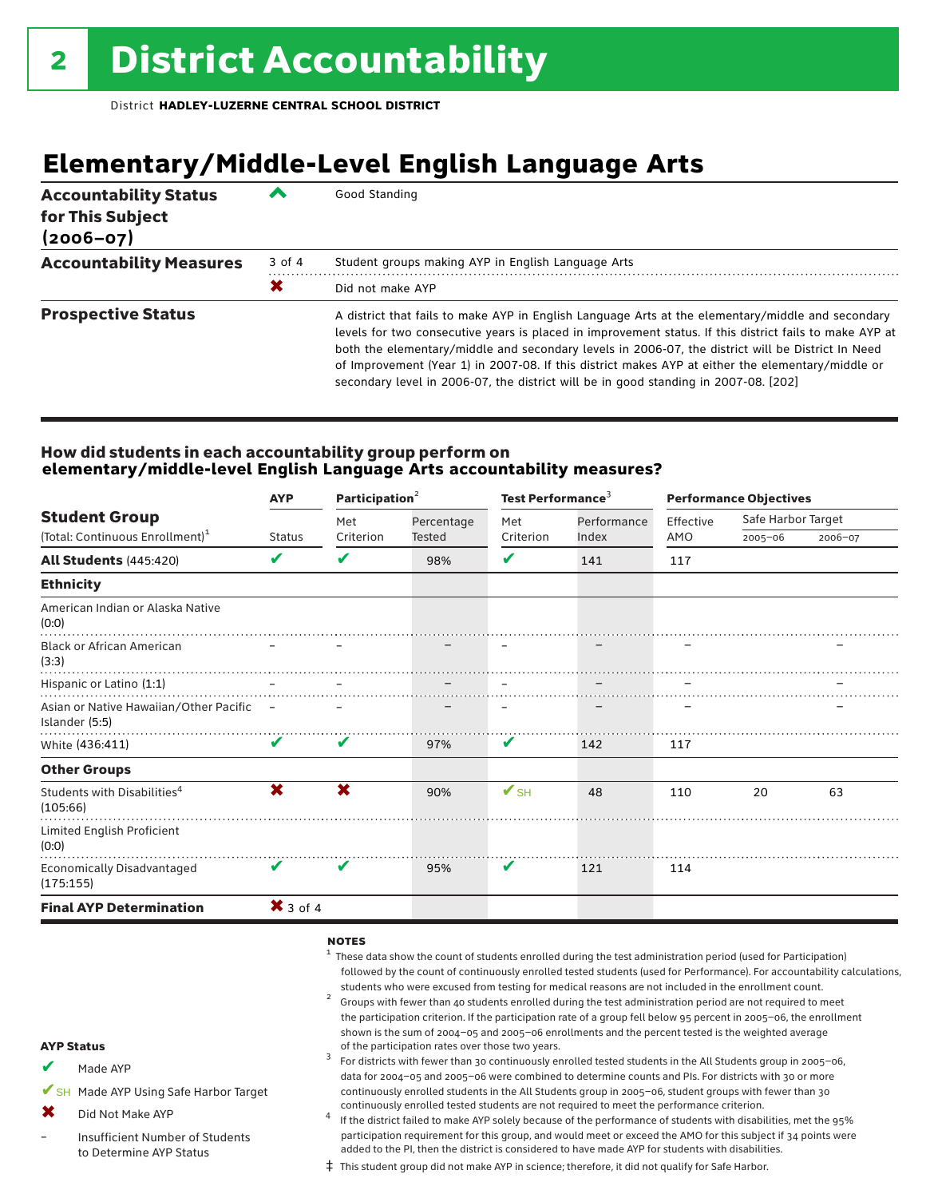# District Accountability

District **HADLEY-LUZERNE CENTRAL SCHOOL DISTRICT**

## Elementary/Middle-Level English Language Arts

| | | |
|---|---|---|
| **Accountability Status for This Subject (2006–07)** | ^ | Good Standing |
| **Accountability Measures** | 3 of 4 | Student groups making AYP in English Language Arts |
| | ✖ | Did not make AYP |
| **Prospective Status** | | A district that fails to make AYP in English Language Arts at the elementary/middle and secondary levels for two consecutive years is placed in improvement status. If this district fails to make AYP at both the elementary/middle and secondary levels in 2006-07, the district will be District In Need of Improvement (Year 1) in 2007-08. If this district makes AYP at either the elementary/middle or secondary level in 2006-07, the district will be in good standing in 2007-08. [202] |

### How did students in each accountability group perform on elementary/middle-level English Language Arts accountability measures?

| Student Group (Total: Continuous Enrollment)[1] | AYP Status | Participation[2] Met Criterion | Participation[2] Percentage Tested | Test Performance[3] Met Criterion | Test Performance[3] Performance Index | Performance Objectives Effective AMO | Safe Harbor Target 2005–06 | Safe Harbor Target 2006–07 |
|---|---|---|---|---|---|---|---|---|
| **All Students** (445:420) | ✔ | ✔ | 98% | ✔ | 141 | 117 | | |
| **Ethnicity** | | | | | | | | |
| American Indian or Alaska Native (0:0) | | | | | | | | |
| Black or African American (3:3) | – | – | – | – | – | – | | – |
| Hispanic or Latino (1:1) | – | – | – | – | – | – | | – |
| Asian or Native Hawaiian/Other Pacific Islander (5:5) | – | – | – | – | – | – | | – |
| White (436:411) | ✔ | ✔ | 97% | ✔ | 142 | 117 | | |
| **Other Groups** | | | | | | | | |
| Students with Disabilities[4] (105:66) | ✖ | ✖ | 90% | ✔SH | 48 | 110 | 20 | 63 |
| Limited English Proficient (0:0) | | | | | | | | |
| Economically Disadvantaged (175:155) | ✔ | ✔ | 95% | ✔ | 121 | 114 | | |
| **Final AYP Determination** | ✖ 3 of 4 | | | | | | | |

**NOTES**

1 These data show the count of students enrolled during the test administration period (used for Participation) followed by the count of continuously enrolled tested students (used for Performance). For accountability calculations, students who were excused from testing for medical reasons are not included in the enrollment count.

2 Groups with fewer than 40 students enrolled during the test administration period are not required to meet the participation criterion. If the participation rate of a group fell below 95 percent in 2005–06, the enrollment shown is the sum of 2004–05 and 2005–06 enrollments and the percent tested is the weighted average of the participation rates over those two years.

3 For districts with fewer than 30 continuously enrolled tested students in the All Students group in 2005–06, data for 2004–05 and 2005–06 were combined to determine counts and PIs. For districts with 30 or more continuously enrolled students in the All Students group in 2005–06, student groups with fewer than 30 continuously enrolled tested students are not required to meet the performance criterion.

4 If the district failed to make AYP solely because of the performance of students with disabilities, met the 95% participation requirement for this group, and would meet or exceed the AMO for this subject if 34 points were added to the PI, then the district is considered to have made AYP for students with disabilities.

‡ This student group did not make AYP in science; therefore, it did not qualify for Safe Harbor.

**AYP Status**

- ✔ Made AYP
- ✔SH Made AYP Using Safe Harbor Target
- ✖ Did Not Make AYP
- – Insufficient Number of Students to Determine AYP Status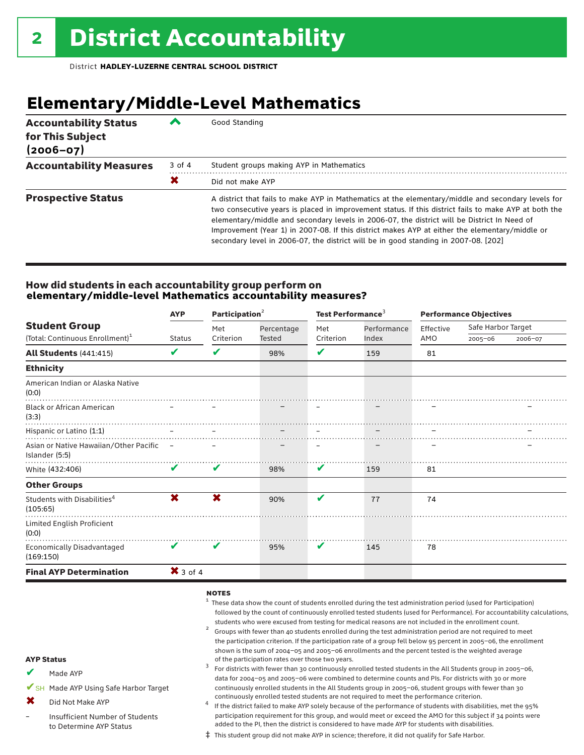# 2 District Accountability

District **HADLEY-LUZERNE CENTRAL SCHOOL DISTRICT**

## Elementary/Middle-Level Mathematics

| | | |
|---|---|---|
| **Accountability Status for This Subject (2006–07)** | ^ | Good Standing |
| **Accountability Measures** | 3 of 4 | Student groups making AYP in Mathematics |
| | ✖ | Did not make AYP |
| **Prospective Status** | | A district that fails to make AYP in Mathematics at the elementary/middle and secondary levels for two consecutive years is placed in improvement status. If this district fails to make AYP at both the elementary/middle and secondary levels in 2006-07, the district will be District In Need of Improvement (Year 1) in 2007-08. If this district makes AYP at either the elementary/middle or secondary level in 2006-07, the district will be in good standing in 2007-08. [202] |

### How did students in each accountability group perform on elementary/middle-level Mathematics accountability measures?

| Student Group (Total: Continuous Enrollment)[1] | AYP Status | Participation[2] Met Criterion | Participation[2] Percentage Tested | Test Performance[3] Met Criterion | Test Performance[3] Performance Index | Performance Objectives Effective AMO | Safe Harbor Target 2005–06 | Safe Harbor Target 2006–07 |
|---|---|---|---|---|---|---|---|---|
| **All Students** (441:415) | ✔ | ✔ | 98% | ✔ | 159 | 81 | | |
| **Ethnicity** | | | | | | | | |
| American Indian or Alaska Native (0:0) | | | | | | | | |
| Black or African American (3:3) | – | – | – | – | – | – | | – |
| Hispanic or Latino (1:1) | – | – | – | – | – | – | | – |
| Asian or Native Hawaiian/Other Pacific Islander (5:5) | – | – | – | – | – | – | | – |
| White (432:406) | ✔ | ✔ | 98% | ✔ | 159 | 81 | | |
| **Other Groups** | | | | | | | | |
| Students with Disabilities[4] (105:65) | ✖ | ✖ | 90% | ✔ | 77 | 74 | | |
| Limited English Proficient (0:0) | | | | | | | | |
| Economically Disadvantaged (169:150) | ✔ | ✔ | 95% | ✔ | 145 | 78 | | |
| **Final AYP Determination** | ✖ 3 of 4 | | | | | | | |

**NOTES**

[1] These data show the count of students enrolled during the test administration period (used for Participation) followed by the count of continuously enrolled tested students (used for Performance). For accountability calculations, students who were excused from testing for medical reasons are not included in the enrollment count.

[2] Groups with fewer than 40 students enrolled during the test administration period are not required to meet the participation criterion. If the participation rate of a group fell below 95 percent in 2005–06, the enrollment shown is the sum of 2004–05 and 2005–06 enrollments and the percent tested is the weighted average of the participation rates over those two years.

[3] For districts with fewer than 30 continuously enrolled tested students in the All Students group in 2005–06, data for 2004–05 and 2005–06 were combined to determine counts and PIs. For districts with 30 or more continuously enrolled students in the All Students group in 2005–06, student groups with fewer than 30 continuously enrolled tested students are not required to meet the performance criterion.

[4] If the district failed to make AYP solely because of the performance of students with disabilities, met the 95% participation requirement for this group, and would meet or exceed the AMO for this subject if 34 points were added to the PI, then the district is considered to have made AYP for students with disabilities.

‡ This student group did not make AYP in science; therefore, it did not qualify for Safe Harbor.

**AYP Status**

- ✔ Made AYP
- ✔SH Made AYP Using Safe Harbor Target
- ✖ Did Not Make AYP
- – Insufficient Number of Students to Determine AYP Status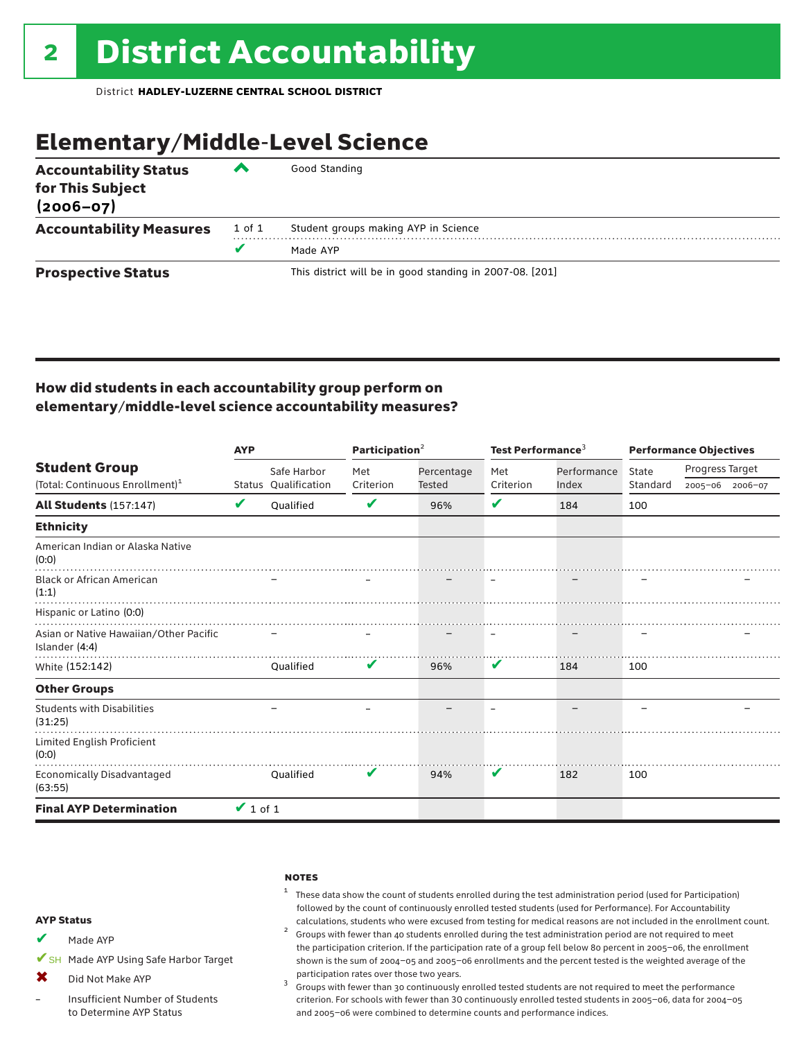# 2 District Accountability

District **HADLEY-LUZERNE CENTRAL SCHOOL DISTRICT**

## Elementary/Middle-Level Science

| | | |
|---|---|---|
| **Accountability Status for This Subject (2006–07)** | ^ | Good Standing |
| **Accountability Measures** | 1 of 1 | Student groups making AYP in Science |
| | ✔ | Made AYP |
| **Prospective Status** | | This district will be in good standing in 2007-08. [201] |

### How did students in each accountability group perform on elementary/middle-level science accountability measures?

| Student Group (Total: Continuous Enrollment)[1] | AYP Status | AYP Safe Harbor Qualification | Participation[2] Met Criterion | Participation[2] Percentage Tested | Test Performance[3] Met Criterion | Test Performance[3] Performance Index | Performance Objectives State Standard | Progress Target 2005–06 | Progress Target 2006–07 |
|---|---|---|---|---|---|---|---|---|---|
| **All Students** (157:147) | ✔ | Qualified | ✔ | 96% | ✔ | 184 | 100 | | |
| **Ethnicity** | | | | | | | | | |
| American Indian or Alaska Native (0:0) | | | | | | | | | |
| Black or African American (1:1) | | – | – | – | – | – | – | | – |
| Hispanic or Latino (0:0) | | | | | | | | | |
| Asian or Native Hawaiian/Other Pacific Islander (4:4) | | – | – | – | – | – | – | | – |
| White (152:142) | | Qualified | ✔ | 96% | ✔ | 184 | 100 | | |
| **Other Groups** | | | | | | | | | |
| Students with Disabilities (31:25) | | – | – | – | – | – | – | | – |
| Limited English Proficient (0:0) | | | | | | | | | |
| Economically Disadvantaged (63:55) | | Qualified | ✔ | 94% | ✔ | 182 | 100 | | |
| **Final AYP Determination** | ✔ 1 of 1 | | | | | | | | |

**AYP Status**

- ✔ Made AYP
- ✔SH Made AYP Using Safe Harbor Target
- ✖ Did Not Make AYP
- – Insufficient Number of Students to Determine AYP Status

**NOTES**

1 These data show the count of students enrolled during the test administration period (used for Participation) followed by the count of continuously enrolled tested students (used for Performance). For Accountability calculations, students who were excused from testing for medical reasons are not included in the enrollment count.

2 Groups with fewer than 40 students enrolled during the test administration period are not required to meet the participation criterion. If the participation rate of a group fell below 80 percent in 2005–06, the enrollment shown is the sum of 2004–05 and 2005–06 enrollments and the percent tested is the weighted average of the participation rates over those two years.

3 Groups with fewer than 30 continuously enrolled tested students are not required to meet the performance criterion. For schools with fewer than 30 continuously enrolled tested students in 2005–06, data for 2004–05 and 2005–06 were combined to determine counts and performance indices.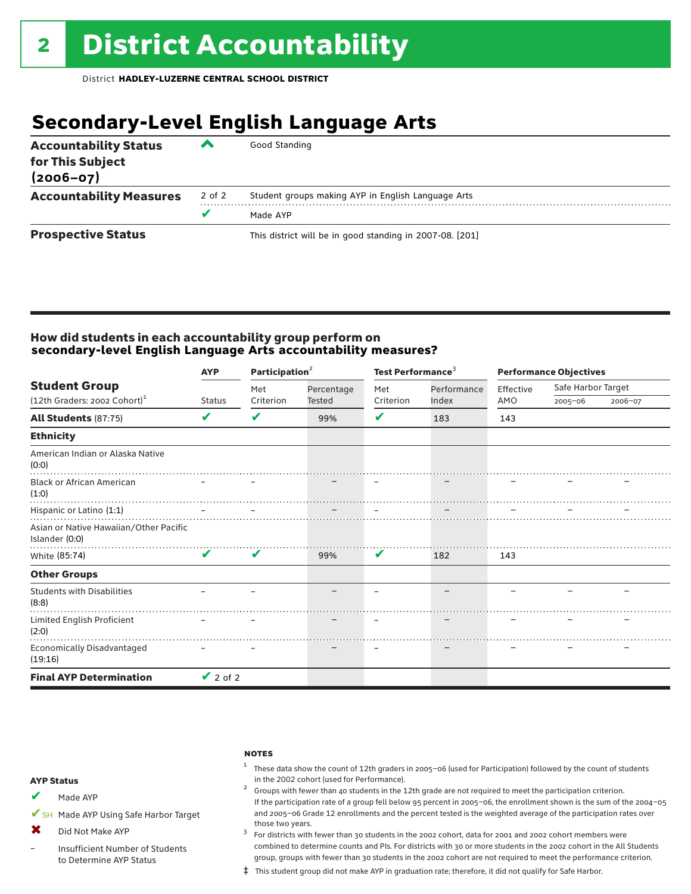# 2 District Accountability

District **HADLEY-LUZERNE CENTRAL SCHOOL DISTRICT**

## Secondary-Level English Language Arts

| | | |
|---|---|---|
| **Accountability Status for This Subject (2006–07)** | ^ | Good Standing |
| **Accountability Measures** | 2 of 2 | Student groups making AYP in English Language Arts |
| | ✔ | Made AYP |
| **Prospective Status** | | This district will be in good standing in 2007-08. [201] |

### How did students in each accountability group perform on secondary-level English Language Arts accountability measures?

| Student Group (12th Graders: 2002 Cohort)[1] | AYP | Participation[2] | | Test Performance[3] | | Performance Objectives | | |
|---|---|---|---|---|---|---|---|---|
| | Status | Met Criterion | Percentage Tested | Met Criterion | Performance Index | Effective AMO | Safe Harbor Target 2005–06 | Safe Harbor Target 2006–07 |
| **All Students** (87:75) | ✔ | ✔ | 99% | ✔ | 183 | 143 | | |
| **Ethnicity** | | | | | | | | |
| American Indian or Alaska Native (0:0) | | | | | | | | |
| Black or African American (1:0) | – | – | – | – | – | – | – | – |
| Hispanic or Latino (1:1) | – | – | – | – | – | – | – | – |
| Asian or Native Hawaiian/Other Pacific Islander (0:0) | | | | | | | | |
| White (85:74) | ✔ | ✔ | 99% | ✔ | 182 | 143 | | |
| **Other Groups** | | | | | | | | |
| Students with Disabilities (8:8) | – | – | – | – | – | – | – | – |
| Limited English Proficient (2:0) | – | – | – | – | – | – | – | – |
| Economically Disadvantaged (19:16) | – | – | – | – | – | – | – | – |
| **Final AYP Determination** | ✔ 2 of 2 | | | | | | | |

**AYP Status**

- ✔ Made AYP
- ✔SH Made AYP Using Safe Harbor Target
- ✖ Did Not Make AYP
- – Insufficient Number of Students to Determine AYP Status

**NOTES**

1. These data show the count of 12th graders in 2005–06 (used for Participation) followed by the count of students in the 2002 cohort (used for Performance).
2. Groups with fewer than 40 students in the 12th grade are not required to meet the participation criterion. If the participation rate of a group fell below 95 percent in 2005–06, the enrollment shown is the sum of the 2004–05 and 2005–06 Grade 12 enrollments and the percent tested is the weighted average of the participation rates over those two years.
3. For districts with fewer than 30 students in the 2002 cohort, data for 2001 and 2002 cohort members were combined to determine counts and PIs. For districts with 30 or more students in the 2002 cohort in the All Students group, groups with fewer than 30 students in the 2002 cohort are not required to meet the performance criterion.

‡ This student group did not make AYP in graduation rate; therefore, it did not qualify for Safe Harbor.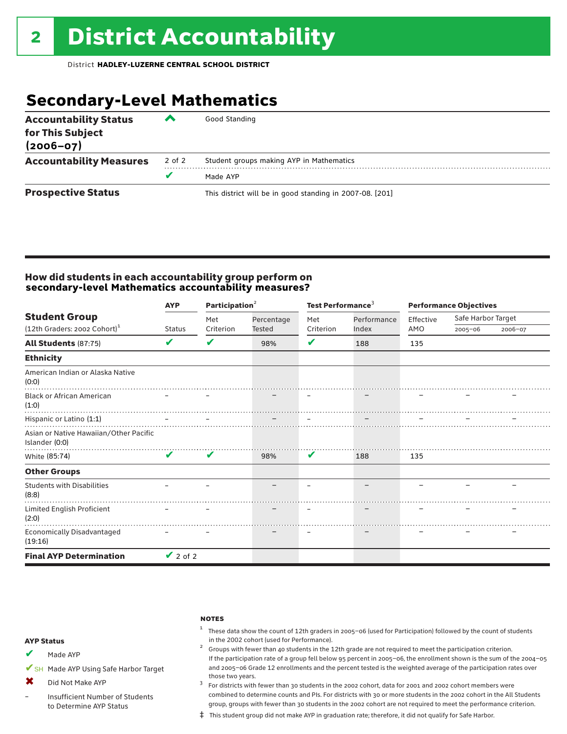# 2 District Accountability

District **HADLEY-LUZERNE CENTRAL SCHOOL DISTRICT**

## Secondary-Level Mathematics

| | | |
|---|---|---|
| **Accountability Status for This Subject (2006–07)** | ^ | Good Standing |
| **Accountability Measures** | 2 of 2 | Student groups making AYP in Mathematics |
| | ✔ | Made AYP |
| **Prospective Status** | | This district will be in good standing in 2007-08. [201] |

### How did students in each accountability group perform on secondary-level Mathematics accountability measures?

| Student Group (12th Graders: 2002 Cohort)[1] | AYP Status | Participation[2] Met Criterion | Participation[2] Percentage Tested | Test Performance[3] Met Criterion | Test Performance[3] Performance Index | Performance Objectives Effective AMO | Safe Harbor Target 2005–06 | Safe Harbor Target 2006–07 |
|---|---|---|---|---|---|---|---|---|
| **All Students** (87:75) | ✔ | ✔ | 98% | ✔ | 188 | 135 | | |
| **Ethnicity** | | | | | | | | |
| American Indian or Alaska Native (0:0) | | | | | | | | |
| Black or African American (1:0) | – | – | – | – | – | – | – | – |
| Hispanic or Latino (1:1) | – | – | – | – | – | – | – | – |
| Asian or Native Hawaiian/Other Pacific Islander (0:0) | | | | | | | | |
| White (85:74) | ✔ | ✔ | 98% | ✔ | 188 | 135 | | |
| **Other Groups** | | | | | | | | |
| Students with Disabilities (8:8) | – | – | – | – | – | – | – | – |
| Limited English Proficient (2:0) | – | – | – | – | – | – | – | – |
| Economically Disadvantaged (19:16) | – | – | – | – | – | – | – | – |
| **Final AYP Determination** | ✔ 2 of 2 | | | | | | | |

**AYP Status**

- ✔ Made AYP
- ✔SH Made AYP Using Safe Harbor Target
- ✖ Did Not Make AYP
- – Insufficient Number of Students to Determine AYP Status

**NOTES**

[1] These data show the count of 12th graders in 2005–06 (used for Participation) followed by the count of students in the 2002 cohort (used for Performance).

[2] Groups with fewer than 40 students in the 12th grade are not required to meet the participation criterion. If the participation rate of a group fell below 95 percent in 2005–06, the enrollment shown is the sum of the 2004–05 and 2005–06 Grade 12 enrollments and the percent tested is the weighted average of the participation rates over those two years.

[3] For districts with fewer than 30 students in the 2002 cohort, data for 2001 and 2002 cohort members were combined to determine counts and PIs. For districts with 30 or more students in the 2002 cohort in the All Students group, groups with fewer than 30 students in the 2002 cohort are not required to meet the performance criterion.

‡ This student group did not make AYP in graduation rate; therefore, it did not qualify for Safe Harbor.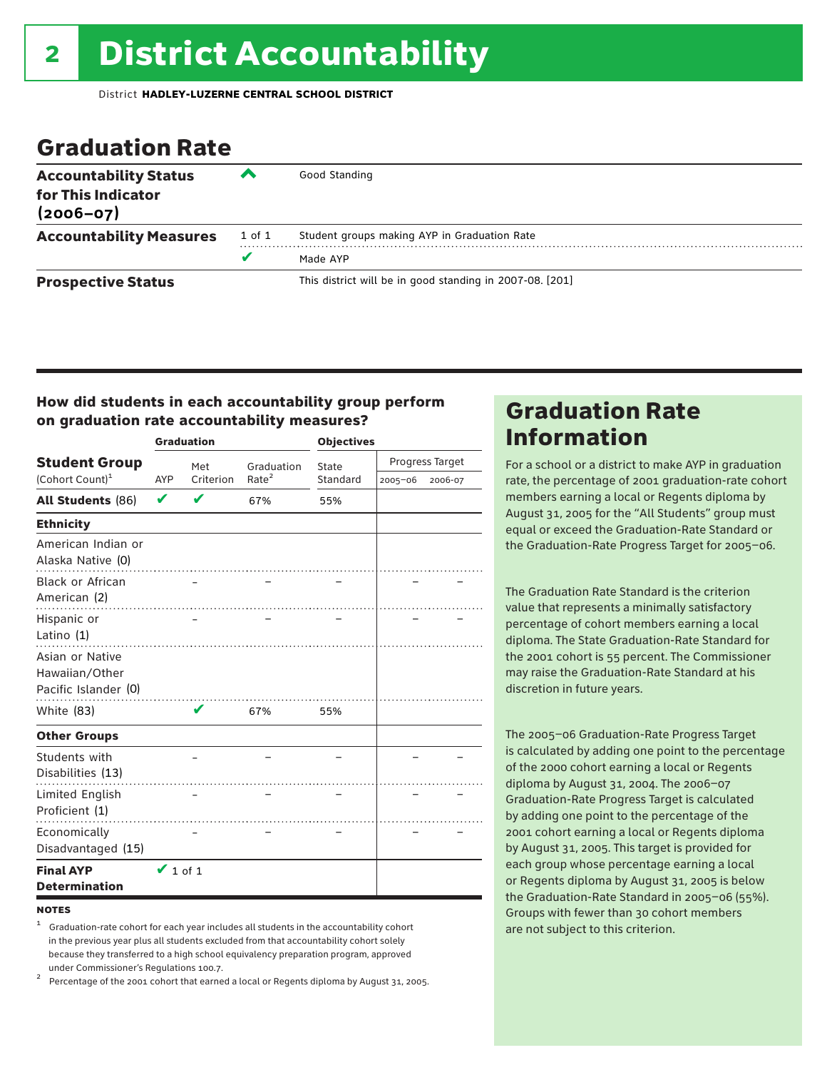# 2 District Accountability

District **HADLEY-LUZERNE CENTRAL SCHOOL DISTRICT**

## Graduation Rate

| | | |
|---|---|---|
| **Accountability Status for This Indicator (2006–07)** | ^ | Good Standing |
| **Accountability Measures** | 1 of 1 | Student groups making AYP in Graduation Rate |
| | ✔ | Made AYP |
| **Prospective Status** | | This district will be in good standing in 2007-08. [201] |

### How did students in each accountability group perform on graduation rate accountability measures?

| Student Group (Cohort Count)[1] | Graduation AYP | Met Criterion | Graduation Rate[2] | Objectives State Standard | Progress Target 2005–06 | Progress Target 2006-07 |
|---|---|---|---|---|---|---|
| **All Students** (86) | ✔ | ✔ | 67% | 55% | | |
| **Ethnicity** | | | | | | |
| American Indian or Alaska Native (0) | | | | | | |
| Black or African American (2) | | – | – | – | – | – |
| Hispanic or Latino (1) | | – | – | – | – | – |
| Asian or Native Hawaiian/Other Pacific Islander (0) | | | | | | |
| White (83) | | ✔ | 67% | 55% | | |
| **Other Groups** | | | | | | |
| Students with Disabilities (13) | | – | – | – | – | – |
| Limited English Proficient (1) | | – | – | – | – | – |
| Economically Disadvantaged (15) | | – | – | – | – | – |
| **Final AYP Determination** | ✔ 1 of 1 | | | | | |

**NOTES**

[1] Graduation-rate cohort for each year includes all students in the accountability cohort in the previous year plus all students excluded from that accountability cohort solely because they transferred to a high school equivalency preparation program, approved under Commissioner's Regulations 100.7.

[2] Percentage of the 2001 cohort that earned a local or Regents diploma by August 31, 2005.

## Graduation Rate Information

For a school or a district to make AYP in graduation rate, the percentage of 2001 graduation-rate cohort members earning a local or Regents diploma by August 31, 2005 for the "All Students" group must equal or exceed the Graduation-Rate Standard or the Graduation-Rate Progress Target for 2005–06.

The Graduation Rate Standard is the criterion value that represents a minimally satisfactory percentage of cohort members earning a local diploma. The State Graduation-Rate Standard for the 2001 cohort is 55 percent. The Commissioner may raise the Graduation-Rate Standard at his discretion in future years.

The 2005–06 Graduation-Rate Progress Target is calculated by adding one point to the percentage of the 2000 cohort earning a local or Regents diploma by August 31, 2004. The 2006–07 Graduation-Rate Progress Target is calculated by adding one point to the percentage of the 2001 cohort earning a local or Regents diploma by August 31, 2005. This target is provided for each group whose percentage earning a local or Regents diploma by August 31, 2005 is below the Graduation-Rate Standard in 2005–06 (55%). Groups with fewer than 30 cohort members are not subject to this criterion.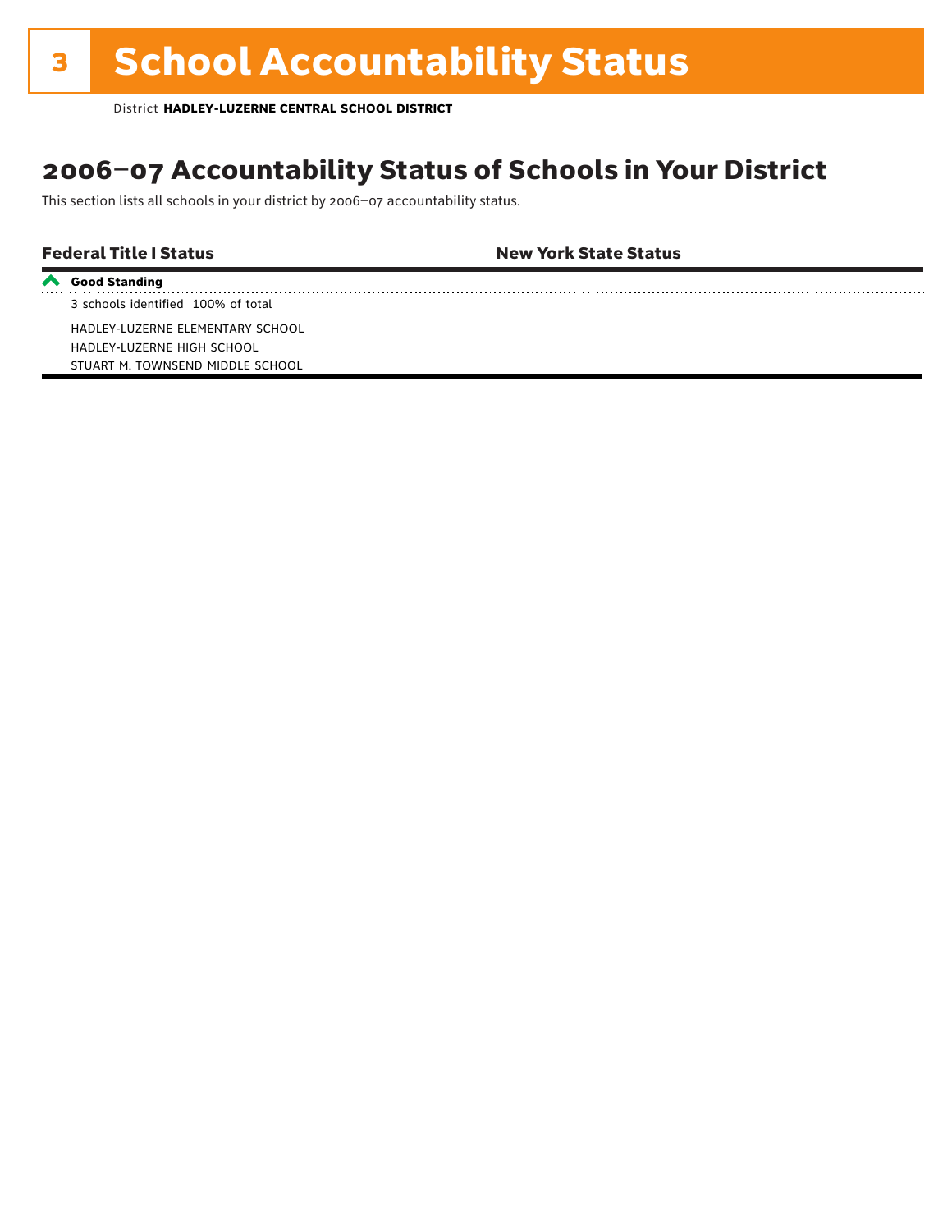# 3 School Accountability Status

District **HADLEY-LUZERNE CENTRAL SCHOOL DISTRICT**

## 2006–07 Accountability Status of Schools in Your District

This section lists all schools in your district by 2006–07 accountability status.

| Federal Title I Status | New York State Status |
|---|---|
| **Good Standing** | |
| 3 schools identified 100% of total | |
| HADLEY-LUZERNE ELEMENTARY SCHOOL<br>HADLEY-LUZERNE HIGH SCHOOL<br>STUART M. TOWNSEND MIDDLE SCHOOL | |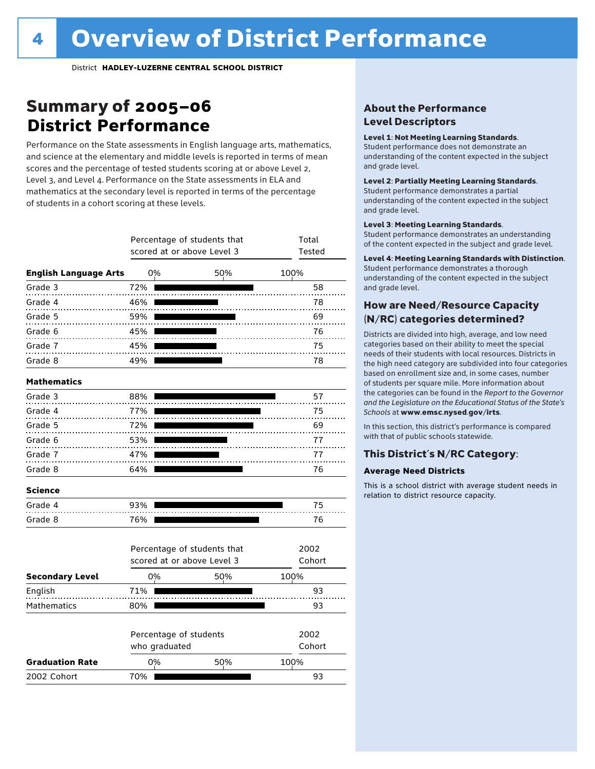# Overview of District Performance

District **HADLEY-LUZERNE CENTRAL SCHOOL DISTRICT**

## Summary of 2005–06 District Performance

Performance on the State assessments in English language arts, mathematics, and science at the elementary and middle levels is reported in terms of mean scores and the percentage of tested students scoring at or above Level 2, Level 3, and Level 4. Performance on the State assessments in ELA and mathematics at the secondary level is reported in terms of the percentage of students in a cohort scoring at these levels.

| English Language Arts | Percentage of students that scored at or above Level 3 | Total Tested |
|---|---|---|
| Grade 3 | 72% | 58 |
| Grade 4 | 46% | 78 |
| Grade 5 | 59% | 69 |
| Grade 6 | 45% | 76 |
| Grade 7 | 45% | 75 |
| Grade 8 | 49% | 78 |

| Mathematics | Percentage of students that scored at or above Level 3 | Total Tested |
|---|---|---|
| Grade 3 | 88% | 57 |
| Grade 4 | 77% | 75 |
| Grade 5 | 72% | 69 |
| Grade 6 | 53% | 77 |
| Grade 7 | 47% | 77 |
| Grade 8 | 64% | 76 |

| Science | Percentage of students that scored at or above Level 3 | Total Tested |
|---|---|---|
| Grade 4 | 93% | 75 |
| Grade 8 | 76% | 76 |

| Secondary Level | Percentage of students that scored at or above Level 3 | 2002 Cohort |
|---|---|---|
| English | 71% | 93 |
| Mathematics | 80% | 93 |

| Graduation Rate | Percentage of students who graduated | 2002 Cohort |
|---|---|---|
| 2002 Cohort | 70% | 93 |

### About the Performance Level Descriptors

**Level 1**: **Not Meeting Learning Standards**. Student performance does not demonstrate an understanding of the content expected in the subject and grade level.

**Level 2**: **Partially Meeting Learning Standards**. Student performance demonstrates a partial understanding of the content expected in the subject and grade level.

**Level 3**: **Meeting Learning Standards**. Student performance demonstrates an understanding of the content expected in the subject and grade level.

**Level 4**: **Meeting Learning Standards with Distinction**. Student performance demonstrates a thorough understanding of the content expected in the subject and grade level.

### How are Need/Resource Capacity (N/RC) categories determined?

Districts are divided into high, average, and low need categories based on their ability to meet the special needs of their students with local resources. Districts in the high need category are subdivided into four categories based on enrollment size and, in some cases, number of students per square mile. More information about the categories can be found in the *Report to the Governor and the Legislature on the Educational Status of the State's Schools* at **www.emsc.nysed.gov/irts**.

In this section, this district's performance is compared with that of public schools statewide.

### This District's N/RC Category:

**Average Need Districts**

This is a school district with average student needs in relation to district resource capacity.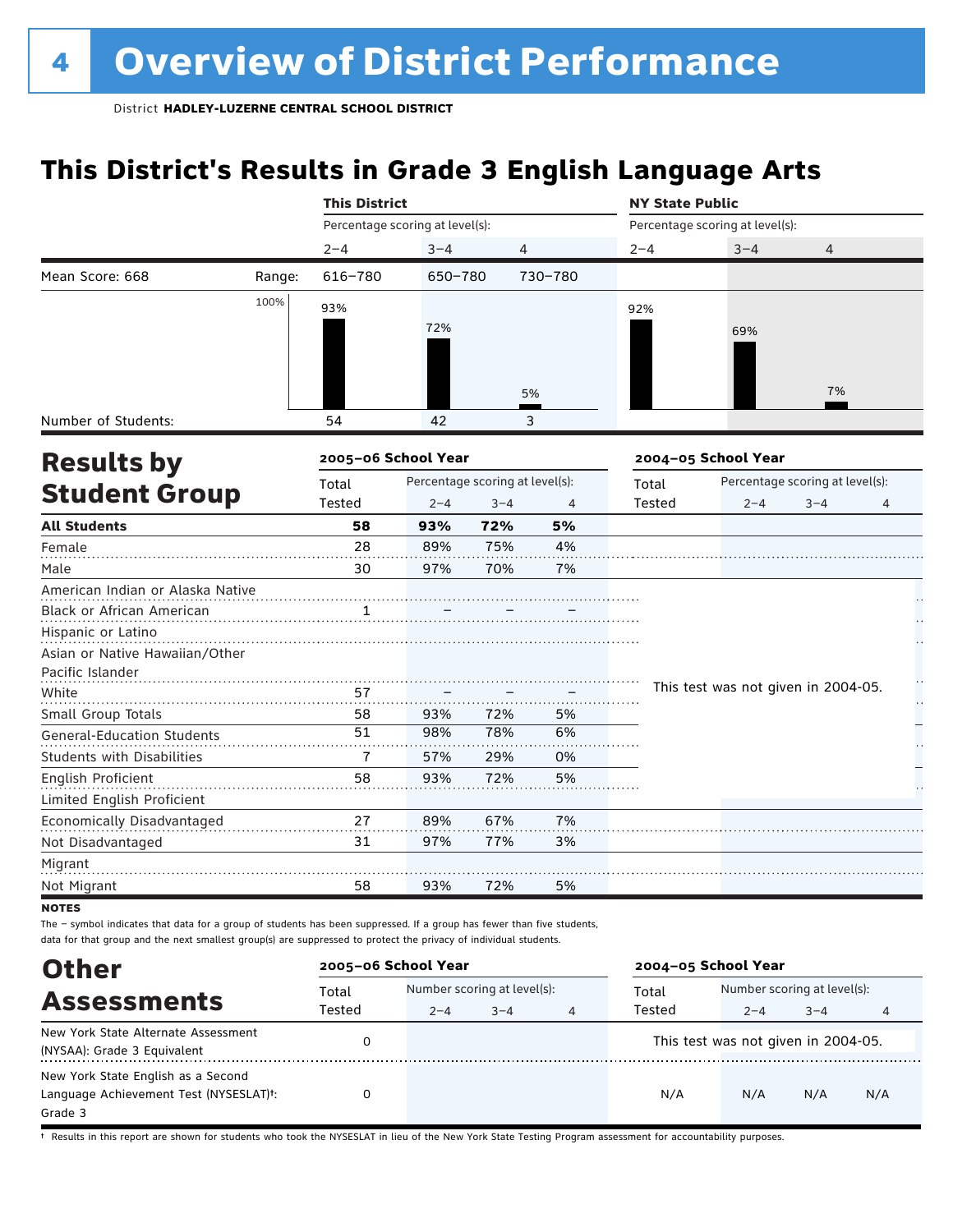# 4 Overview of District Performance

District **HADLEY-LUZERNE CENTRAL SCHOOL DISTRICT**

## This District's Results in Grade 3 English Language Arts

| | | This District | | | NY State Public | | |
|---|---|---|---|---|---|---|---|
| | | Percentage scoring at level(s): | | | Percentage scoring at level(s): | | |
| | | 2–4 | 3–4 | 4 | 2–4 | 3–4 | 4 |
| Mean Score: 668 | Range: | 616–780 | 650–780 | 730–780 | | | |
| | | 93% | 72% | 5% | 92% | 69% | 7% |
| Number of Students: | | 54 | 42 | 3 | | | |

## Results by Student Group

| | 2005–06 School Year | | | | 2004–05 School Year | | | |
|---|---|---|---|---|---|---|---|---|
| | Total Tested | Percentage scoring at level(s): 2–4 | 3–4 | 4 | Total Tested | Percentage scoring at level(s): 2–4 | 3–4 | 4 |
| **All Students** | **58** | **93%** | **72%** | **5%** | | | | |
| Female | 28 | 89% | 75% | 4% | | | | |
| Male | 30 | 97% | 70% | 7% | | | | |
| American Indian or Alaska Native | | | | | This test was not given in 2004-05. | | | |
| Black or African American | 1 | – | – | – | | | | |
| Hispanic or Latino | | | | | | | | |
| Asian or Native Hawaiian/Other Pacific Islander | | | | | | | | |
| White | 57 | – | – | – | | | | |
| Small Group Totals | 58 | 93% | 72% | 5% | | | | |
| General-Education Students | 51 | 98% | 78% | 6% | | | | |
| Students with Disabilities | 7 | 57% | 29% | 0% | | | | |
| English Proficient | 58 | 93% | 72% | 5% | | | | |
| Limited English Proficient | | | | | | | | |
| Economically Disadvantaged | 27 | 89% | 67% | 7% | | | | |
| Not Disadvantaged | 31 | 97% | 77% | 3% | | | | |
| Migrant | | | | | | | | |
| Not Migrant | 58 | 93% | 72% | 5% | | | | |

**NOTES**

The – symbol indicates that data for a group of students has been suppressed. If a group has fewer than five students, data for that group and the next smallest group(s) are suppressed to protect the privacy of individual students.

## Other Assessments

| | 2005–06 School Year | | | | 2004–05 School Year | | | |
|---|---|---|---|---|---|---|---|---|
| | Total Tested | Number scoring at level(s): 2–4 | 3–4 | 4 | Total Tested | Number scoring at level(s): 2–4 | 3–4 | 4 |
| New York State Alternate Assessment (NYSAA): Grade 3 Equivalent | 0 | | | | This test was not given in 2004-05. | | | |
| New York State English as a Second Language Achievement Test (NYSESLAT)†: Grade 3 | 0 | | | | N/A | N/A | N/A | N/A |

† Results in this report are shown for students who took the NYSESLAT in lieu of the New York State Testing Program assessment for accountability purposes.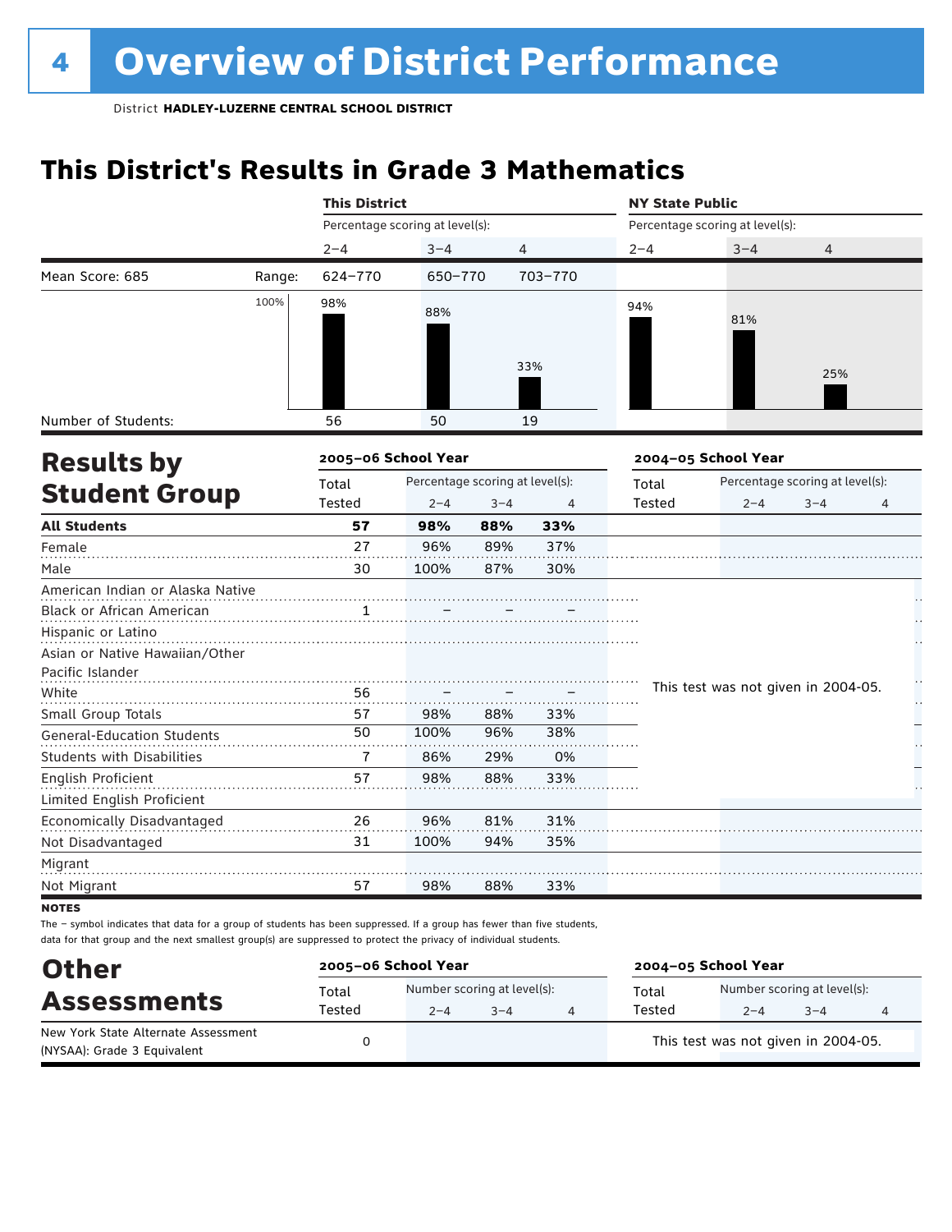# Overview of District Performance

District **HADLEY-LUZERNE CENTRAL SCHOOL DISTRICT**

## This District's Results in Grade 3 Mathematics

| | | This District | | | NY State Public | | |
|---|---|---|---|---|---|---|---|
| | | Percentage scoring at level(s): | | | Percentage scoring at level(s): | | |
| | | 2–4 | 3–4 | 4 | 2–4 | 3–4 | 4 |
| Mean Score: 685 | Range: | 624–770 | 650–770 | 703–770 | | | |
| | | 98% | 88% | 33% | 94% | 81% | 25% |
| Number of Students: | | 56 | 50 | 19 | | | |

## Results by Student Group

| | 2005–06 School Year | | | | 2004–05 School Year | | | |
|---|---|---|---|---|---|---|---|---|
| | Total Tested | Percentage scoring at level(s): 2–4 | 3–4 | 4 | Total Tested | Percentage scoring at level(s): 2–4 | 3–4 | 4 |
| **All Students** | **57** | **98%** | **88%** | **33%** | | | | |
| Female | 27 | 96% | 89% | 37% | | | | |
| Male | 30 | 100% | 87% | 30% | | | | |
| American Indian or Alaska Native | | | | | This test was not given in 2004-05. | | | |
| Black or African American | 1 | – | – | – | | | | |
| Hispanic or Latino | | | | | | | | |
| Asian or Native Hawaiian/Other Pacific Islander | | | | | | | | |
| White | 56 | – | – | – | | | | |
| Small Group Totals | 57 | 98% | 88% | 33% | | | | |
| General-Education Students | 50 | 100% | 96% | 38% | | | | |
| Students with Disabilities | 7 | 86% | 29% | 0% | | | | |
| English Proficient | 57 | 98% | 88% | 33% | | | | |
| Limited English Proficient | | | | | | | | |
| Economically Disadvantaged | 26 | 96% | 81% | 31% | | | | |
| Not Disadvantaged | 31 | 100% | 94% | 35% | | | | |
| Migrant | | | | | | | | |
| Not Migrant | 57 | 98% | 88% | 33% | | | | |

**NOTES**

The – symbol indicates that data for a group of students has been suppressed. If a group has fewer than five students, data for that group and the next smallest group(s) are suppressed to protect the privacy of individual students.

## Other Assessments

| | 2005–06 School Year | | | | 2004–05 School Year | | | |
|---|---|---|---|---|---|---|---|---|
| | Total Tested | Number scoring at level(s): 2–4 | 3–4 | 4 | Total Tested | Number scoring at level(s): 2–4 | 3–4 | 4 |
| New York State Alternate Assessment (NYSAA): Grade 3 Equivalent | 0 | | | | This test was not given in 2004-05. | | | |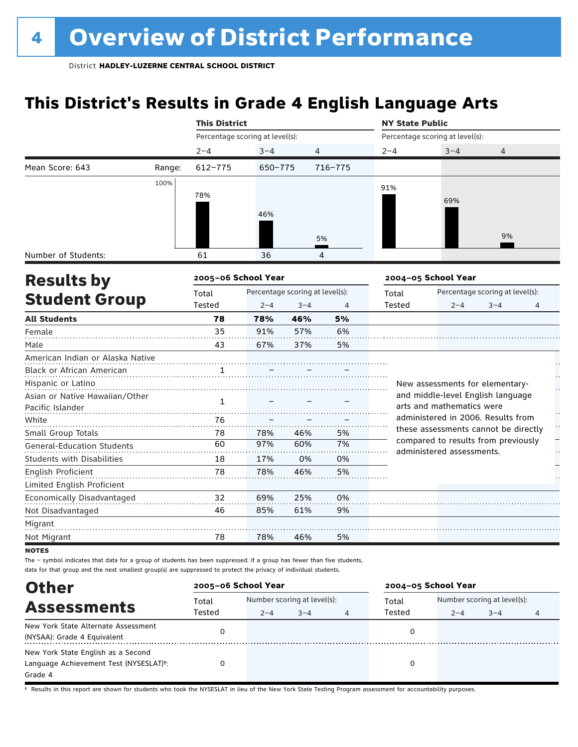# 4 Overview of District Performance

District **HADLEY-LUZERNE CENTRAL SCHOOL DISTRICT**

## This District's Results in Grade 4 English Language Arts

| | | This District | | | NY State Public | | |
|---|---|---|---|---|---|---|---|
| | | Percentage scoring at level(s): | | | Percentage scoring at level(s): | | |
| | | 2–4 | 3–4 | 4 | 2–4 | 3–4 | 4 |
| Mean Score: 643 | Range: | 612–775 | 650–775 | 716–775 | | | |
| | | 78% | 46% | 5% | 91% | 69% | 9% |
| Number of Students: | | 61 | 36 | 4 | | | |

## Results by Student Group

| | 2005–06 School Year | | | | 2004–05 School Year | | | |
|---|---|---|---|---|---|---|---|---|
| | Total Tested | Percentage scoring at level(s): 2–4 | 3–4 | 4 | Total Tested | Percentage scoring at level(s): 2–4 | 3–4 | 4 |
| **All Students** | **78** | **78%** | **46%** | **5%** | | | | |
| Female | 35 | 91% | 57% | 6% | | | | |
| Male | 43 | 67% | 37% | 5% | | | | |
| American Indian or Alaska Native | | | | | | | | |
| Black or African American | 1 | – | – | – | | | | |
| Hispanic or Latino | | | | | | | | |
| Asian or Native Hawaiian/Other Pacific Islander | 1 | – | – | – | | | | |
| White | 76 | – | – | – | | | | |
| Small Group Totals | 78 | 78% | 46% | 5% | | | | |
| General-Education Students | 60 | 97% | 60% | 7% | | | | |
| Students with Disabilities | 18 | 17% | 0% | 0% | | | | |
| English Proficient | 78 | 78% | 46% | 5% | | | | |
| Limited English Proficient | | | | | | | | |
| Economically Disadvantaged | 32 | 69% | 25% | 0% | | | | |
| Not Disadvantaged | 46 | 85% | 61% | 9% | | | | |
| Migrant | | | | | | | | |
| Not Migrant | 78 | 78% | 46% | 5% | | | | |

New assessments for elementary- and middle-level English language arts and mathematics were administered in 2006. Results from these assessments cannot be directly compared to results from previously administered assessments.

**NOTES**

The – symbol indicates that data for a group of students has been suppressed. If a group has fewer than five students, data for that group and the next smallest group(s) are suppressed to protect the privacy of individual students.

## Other Assessments

| | 2005–06 School Year | | | | 2004–05 School Year | | | |
|---|---|---|---|---|---|---|---|---|
| | Total Tested | Number scoring at level(s): 2–4 | 3–4 | 4 | Total Tested | Number scoring at level(s): 2–4 | 3–4 | 4 |
| New York State Alternate Assessment (NYSAA): Grade 4 Equivalent | 0 | | | | 0 | | | |
| New York State English as a Second Language Achievement Test (NYSESLAT)†: Grade 4 | 0 | | | | 0 | | | |

† Results in this report are shown for students who took the NYSESLAT in lieu of the New York State Testing Program assessment for accountability purposes.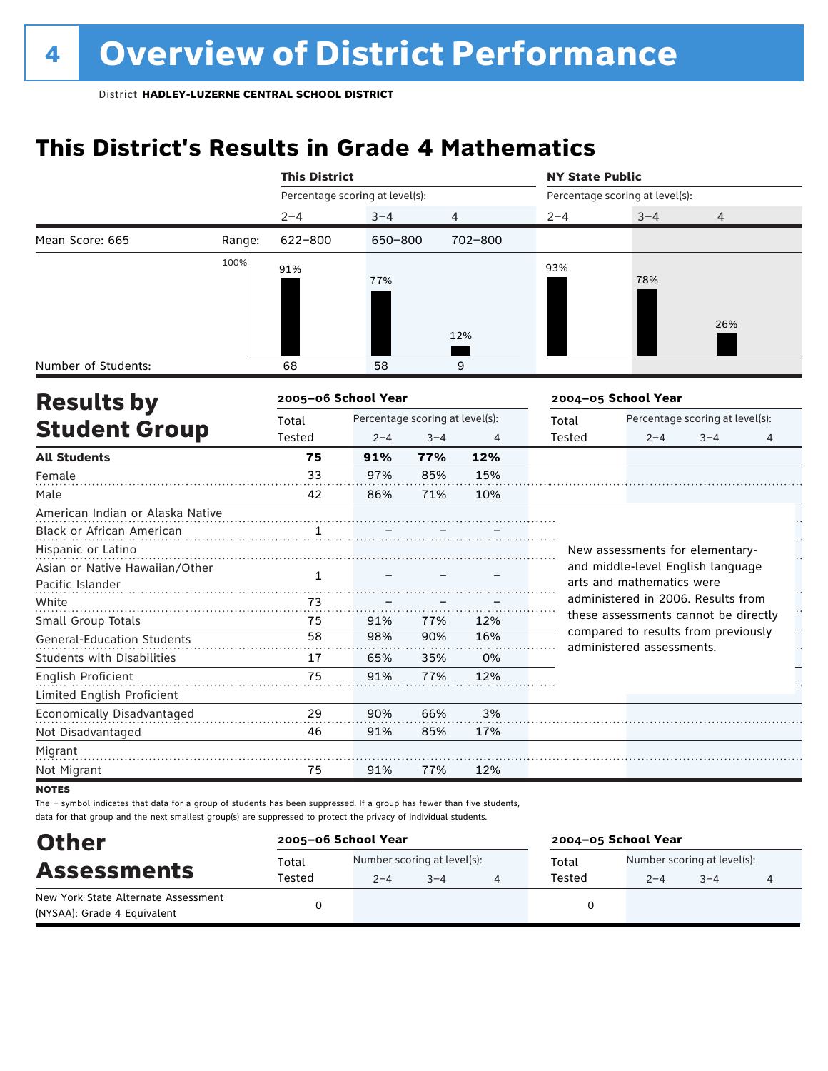# 4 Overview of District Performance

District **HADLEY-LUZERNE CENTRAL SCHOOL DISTRICT**

## This District's Results in Grade 4 Mathematics

| | | This District | | | NY State Public | | |
|---|---|---|---|---|---|---|---|
| | | Percentage scoring at level(s): | | | Percentage scoring at level(s): | | |
| | | 2–4 | 3–4 | 4 | 2–4 | 3–4 | 4 |
| Mean Score: 665 | Range: | 622–800 | 650–800 | 702–800 | | | |
| | 100% | 91% | 77% | 12% | 93% | 78% | 26% |
| Number of Students: | | 68 | 58 | 9 | | | |

## Results by Student Group

| | 2005–06 School Year | | | | 2004–05 School Year | | | |
|---|---|---|---|---|---|---|---|---|
| | Total Tested | Percentage scoring at level(s): 2–4 | 3–4 | 4 | Total Tested | Percentage scoring at level(s): 2–4 | 3–4 | 4 |
| **All Students** | **75** | **91%** | **77%** | **12%** | | | | |
| Female | 33 | 97% | 85% | 15% | | | | |
| Male | 42 | 86% | 71% | 10% | | | | |
| American Indian or Alaska Native | | | | | | | | |
| Black or African American | 1 | – | – | – | | | | |
| Hispanic or Latino | | | | | | | | |
| Asian or Native Hawaiian/Other Pacific Islander | 1 | – | – | – | | | | |
| White | 73 | – | – | – | | | | |
| Small Group Totals | 75 | 91% | 77% | 12% | | | | |
| General-Education Students | 58 | 98% | 90% | 16% | | | | |
| Students with Disabilities | 17 | 65% | 35% | 0% | | | | |
| English Proficient | 75 | 91% | 77% | 12% | | | | |
| Limited English Proficient | | | | | | | | |
| Economically Disadvantaged | 29 | 90% | 66% | 3% | | | | |
| Not Disadvantaged | 46 | 91% | 85% | 17% | | | | |
| Migrant | | | | | | | | |
| Not Migrant | 75 | 91% | 77% | 12% | | | | |

New assessments for elementary- and middle-level English language arts and mathematics were administered in 2006. Results from these assessments cannot be directly compared to results from previously administered assessments.

**NOTES**

The – symbol indicates that data for a group of students has been suppressed. If a group has fewer than five students, data for that group and the next smallest group(s) are suppressed to protect the privacy of individual students.

## Other Assessments

| | 2005–06 School Year | | | | 2004–05 School Year | | | |
|---|---|---|---|---|---|---|---|---|
| | Total Tested | Number scoring at level(s): 2–4 | 3–4 | 4 | Total Tested | Number scoring at level(s): 2–4 | 3–4 | 4 |
| New York State Alternate Assessment (NYSAA): Grade 4 Equivalent | 0 | | | | 0 | | | |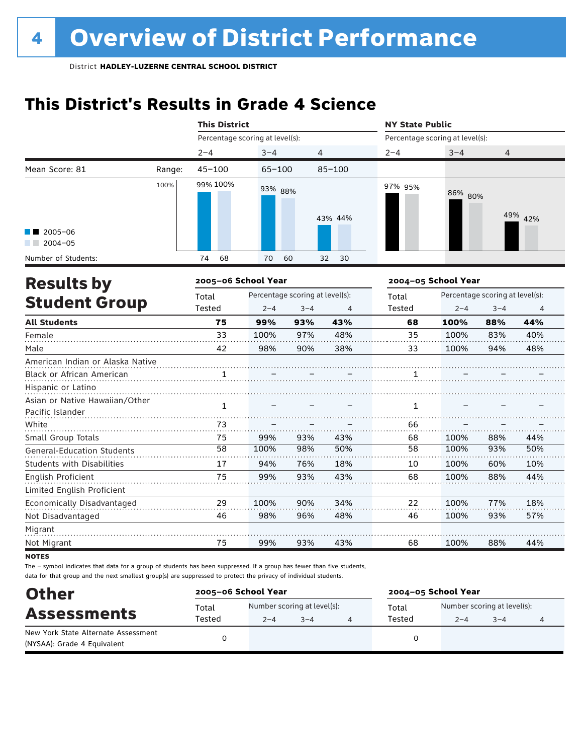# 4 Overview of District Performance

District **HADLEY-LUZERNE CENTRAL SCHOOL DISTRICT**

## This District's Results in Grade 4 Science

| | | This District | | | NY State Public | | |
|---|---|---|---|---|---|---|---|
| | | Percentage scoring at level(s): | | | Percentage scoring at level(s): | | |
| | | 2–4 | 3–4 | 4 | 2–4 | 3–4 | 4 |
| Mean Score: 81 | Range: | 45–100 | 65–100 | 85–100 | | | |
| 2005–06 | | 99% | 93% | 43% | 97% | 86% | 49% |
| 2004–05 | | 100% | 88% | 44% | 95% | 80% | 42% |
| Number of Students: 2005–06 | | 74 | 70 | 32 | | | |
| Number of Students: 2004–05 | | 68 | 60 | 30 | | | |

## Results by Student Group

| | 2005–06 School Year | | | | 2004–05 School Year | | | |
|---|---|---|---|---|---|---|---|---|
| | Total Tested | Percentage scoring at level(s): 2–4 | 3–4 | 4 | Total Tested | Percentage scoring at level(s): 2–4 | 3–4 | 4 |
| **All Students** | **75** | **99%** | **93%** | **43%** | **68** | **100%** | **88%** | **44%** |
| Female | 33 | 100% | 97% | 48% | 35 | 100% | 83% | 40% |
| Male | 42 | 98% | 90% | 38% | 33 | 100% | 94% | 48% |
| American Indian or Alaska Native | | | | | | | | |
| Black or African American | 1 | – | – | – | 1 | – | – | – |
| Hispanic or Latino | | | | | | | | |
| Asian or Native Hawaiian/Other Pacific Islander | 1 | – | – | – | 1 | – | – | – |
| White | 73 | – | – | – | 66 | – | – | – |
| Small Group Totals | 75 | 99% | 93% | 43% | 68 | 100% | 88% | 44% |
| General-Education Students | 58 | 100% | 98% | 50% | 58 | 100% | 93% | 50% |
| Students with Disabilities | 17 | 94% | 76% | 18% | 10 | 100% | 60% | 10% |
| English Proficient | 75 | 99% | 93% | 43% | 68 | 100% | 88% | 44% |
| Limited English Proficient | | | | | | | | |
| Economically Disadvantaged | 29 | 100% | 90% | 34% | 22 | 100% | 77% | 18% |
| Not Disadvantaged | 46 | 98% | 96% | 48% | 46 | 100% | 93% | 57% |
| Migrant | | | | | | | | |
| Not Migrant | 75 | 99% | 93% | 43% | 68 | 100% | 88% | 44% |

**NOTES**

The – symbol indicates that data for a group of students has been suppressed. If a group has fewer than five students, data for that group and the next smallest group(s) are suppressed to protect the privacy of individual students.

## Other Assessments

| | 2005–06 School Year | | | | 2004–05 School Year | | | |
|---|---|---|---|---|---|---|---|---|
| | Total Tested | Number scoring at level(s): 2–4 | 3–4 | 4 | Total Tested | Number scoring at level(s): 2–4 | 3–4 | 4 |
| New York State Alternate Assessment (NYSAA): Grade 4 Equivalent | 0 | | | | 0 | | | |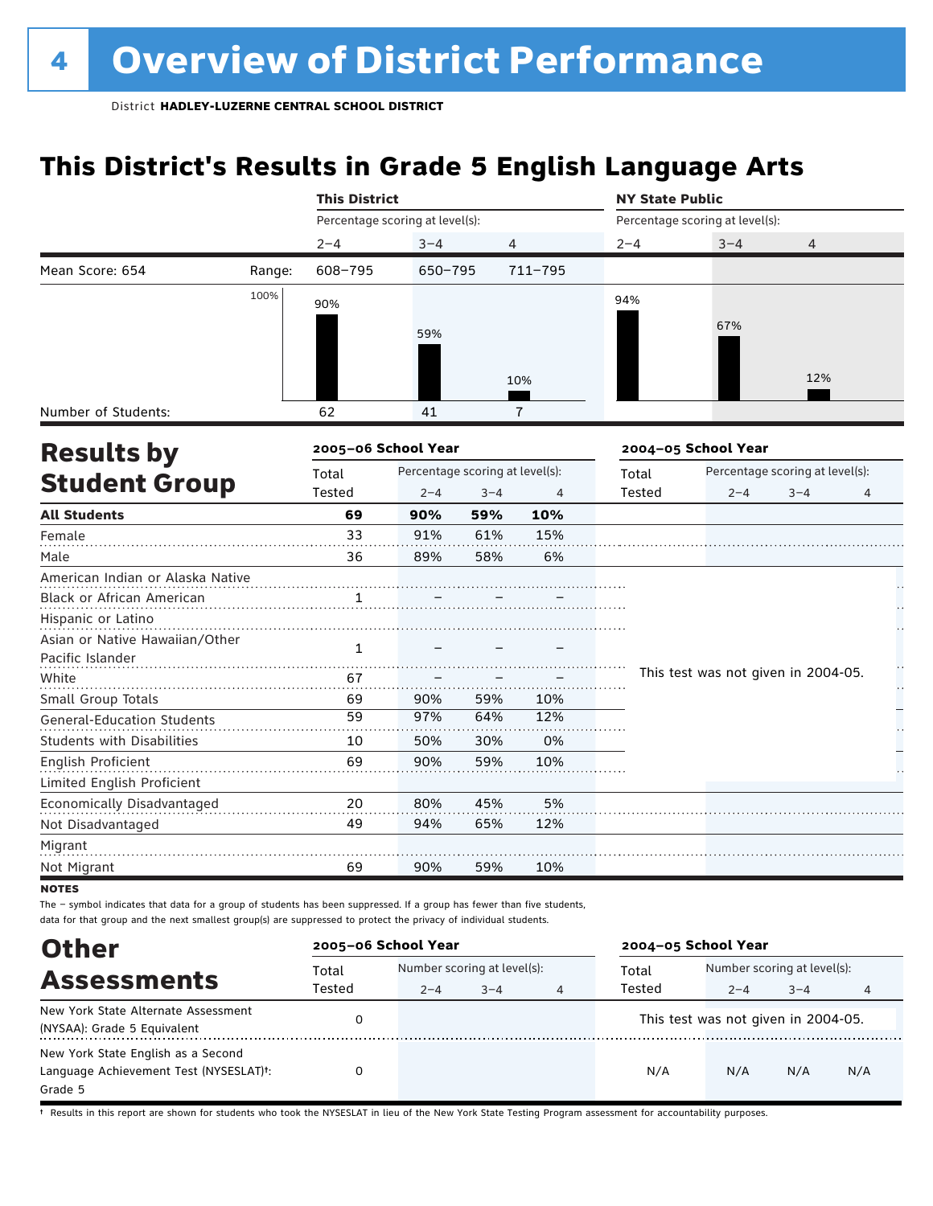# 4 Overview of District Performance

District **HADLEY-LUZERNE CENTRAL SCHOOL DISTRICT**

## This District's Results in Grade 5 English Language Arts

| | | This District | | | NY State Public | | |
|---|---|---|---|---|---|---|---|
| | | Percentage scoring at level(s): | | | Percentage scoring at level(s): | | |
| | | 2–4 | 3–4 | 4 | 2–4 | 3–4 | 4 |
| Mean Score: 654 | Range: | 608–795 | 650–795 | 711–795 | | | |
| | | 90% | 59% | 10% | 94% | 67% | 12% |
| Number of Students: | | 62 | 41 | 7 | | | |

## Results by Student Group

| | 2005–06 School Year | | | | 2004–05 School Year | | | |
|---|---|---|---|---|---|---|---|---|
| | Total Tested | Percentage scoring at level(s): 2–4 | 3–4 | 4 | Total Tested | Percentage scoring at level(s): 2–4 | 3–4 | 4 |
| **All Students** | **69** | **90%** | **59%** | **10%** | | | | |
| Female | 33 | 91% | 61% | 15% | | | | |
| Male | 36 | 89% | 58% | 6% | | | | |
| American Indian or Alaska Native | | | | | This test was not given in 2004-05. | | | |
| Black or African American | 1 | – | – | – | | | | |
| Hispanic or Latino | | | | | | | | |
| Asian or Native Hawaiian/Other Pacific Islander | 1 | – | – | – | | | | |
| White | 67 | – | – | – | | | | |
| Small Group Totals | 69 | 90% | 59% | 10% | | | | |
| General-Education Students | 59 | 97% | 64% | 12% | | | | |
| Students with Disabilities | 10 | 50% | 30% | 0% | | | | |
| English Proficient | 69 | 90% | 59% | 10% | | | | |
| Limited English Proficient | | | | | | | | |
| Economically Disadvantaged | 20 | 80% | 45% | 5% | | | | |
| Not Disadvantaged | 49 | 94% | 65% | 12% | | | | |
| Migrant | | | | | | | | |
| Not Migrant | 69 | 90% | 59% | 10% | | | | |

**NOTES**

The – symbol indicates that data for a group of students has been suppressed. If a group has fewer than five students, data for that group and the next smallest group(s) are suppressed to protect the privacy of individual students.

## Other Assessments

| | 2005–06 School Year | | | | 2004–05 School Year | | | |
|---|---|---|---|---|---|---|---|---|
| | Total Tested | Number scoring at level(s): 2–4 | 3–4 | 4 | Total Tested | Number scoring at level(s): 2–4 | 3–4 | 4 |
| New York State Alternate Assessment (NYSAA): Grade 5 Equivalent | 0 | | | | This test was not given in 2004-05. | | | |
| New York State English as a Second Language Achievement Test (NYSESLAT)†: Grade 5 | 0 | | | | N/A | N/A | N/A | N/A |

† Results in this report are shown for students who took the NYSESLAT in lieu of the New York State Testing Program assessment for accountability purposes.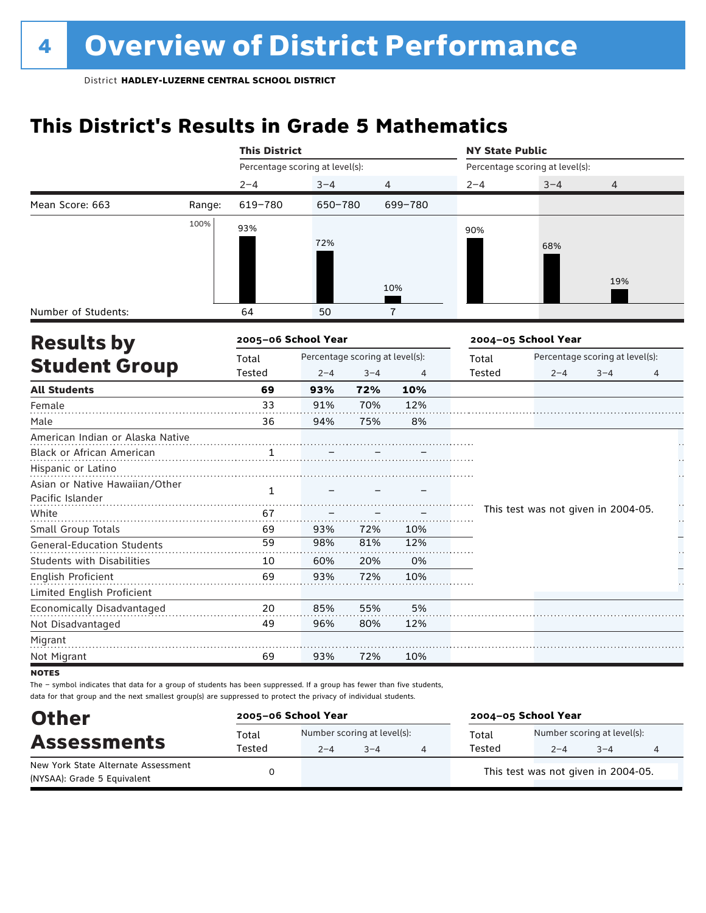# 4 Overview of District Performance

District **HADLEY-LUZERNE CENTRAL SCHOOL DISTRICT**

## This District's Results in Grade 5 Mathematics

| | | This District | | | NY State Public | | |
|---|---|---|---|---|---|---|---|
| | | Percentage scoring at level(s): | | | Percentage scoring at level(s): | | |
| | | 2–4 | 3–4 | 4 | 2–4 | 3–4 | 4 |
| Mean Score: 663 | Range: | 619–780 | 650–780 | 699–780 | | | |
| | | 93% | 72% | 10% | 90% | 68% | 19% |
| Number of Students: | | 64 | 50 | 7 | | | |

## Results by Student Group

| | 2005–06 School Year | | | | 2004–05 School Year | | | |
|---|---|---|---|---|---|---|---|---|
| | Total Tested | Percentage scoring at level(s): 2–4 | 3–4 | 4 | Total Tested | Percentage scoring at level(s): 2–4 | 3–4 | 4 |
| **All Students** | **69** | **93%** | **72%** | **10%** | | | | |
| Female | 33 | 91% | 70% | 12% | | | | |
| Male | 36 | 94% | 75% | 8% | | | | |
| American Indian or Alaska Native | | | | | This test was not given in 2004-05. | | | |
| Black or African American | 1 | – | – | – | | | | |
| Hispanic or Latino | | | | | | | | |
| Asian or Native Hawaiian/Other Pacific Islander | 1 | – | – | – | | | | |
| White | 67 | – | – | – | | | | |
| Small Group Totals | 69 | 93% | 72% | 10% | | | | |
| General-Education Students | 59 | 98% | 81% | 12% | | | | |
| Students with Disabilities | 10 | 60% | 20% | 0% | | | | |
| English Proficient | 69 | 93% | 72% | 10% | | | | |
| Limited English Proficient | | | | | | | | |
| Economically Disadvantaged | 20 | 85% | 55% | 5% | | | | |
| Not Disadvantaged | 49 | 96% | 80% | 12% | | | | |
| Migrant | | | | | | | | |
| Not Migrant | 69 | 93% | 72% | 10% | | | | |

**NOTES**

The – symbol indicates that data for a group of students has been suppressed. If a group has fewer than five students, data for that group and the next smallest group(s) are suppressed to protect the privacy of individual students.

## Other Assessments

| | 2005–06 School Year | | | | 2004–05 School Year | | | |
|---|---|---|---|---|---|---|---|---|
| | Total Tested | Number scoring at level(s): 2–4 | 3–4 | 4 | Total Tested | Number scoring at level(s): 2–4 | 3–4 | 4 |
| New York State Alternate Assessment (NYSAA): Grade 5 Equivalent | 0 | | | | This test was not given in 2004-05. | | | |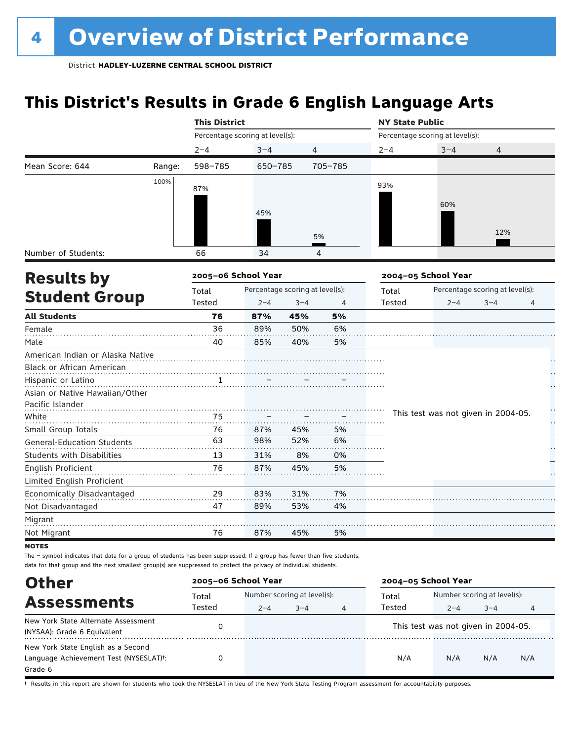# 4 Overview of District Performance

District **HADLEY-LUZERNE CENTRAL SCHOOL DISTRICT**

## This District's Results in Grade 6 English Language Arts

| | | This District | | | NY State Public | | |
|---|---|---|---|---|---|---|---|
| | | Percentage scoring at level(s): | | | Percentage scoring at level(s): | | |
| | | 2–4 | 3–4 | 4 | 2–4 | 3–4 | 4 |
| Mean Score: 644 | Range: | 598–785 | 650–785 | 705–785 | | | |
| | | 87% | 45% | 5% | 93% | 60% | 12% |
| Number of Students: | | 66 | 34 | 4 | | | |

## Results by Student Group

| | 2005–06 School Year | | | | 2004–05 School Year | | | |
|---|---|---|---|---|---|---|---|---|
| | Total Tested | Percentage scoring at level(s): 2–4 | 3–4 | 4 | Total Tested | Percentage scoring at level(s): 2–4 | 3–4 | 4 |
| **All Students** | **76** | **87%** | **45%** | **5%** | | | | |
| Female | 36 | 89% | 50% | 6% | | | | |
| Male | 40 | 85% | 40% | 5% | | | | |
| American Indian or Alaska Native | | | | | This test was not given in 2004-05. | | | |
| Black or African American | | | | | | | | |
| Hispanic or Latino | 1 | – | – | – | | | | |
| Asian or Native Hawaiian/Other Pacific Islander | | | | | | | | |
| White | 75 | – | – | – | | | | |
| Small Group Totals | 76 | 87% | 45% | 5% | | | | |
| General-Education Students | 63 | 98% | 52% | 6% | | | | |
| Students with Disabilities | 13 | 31% | 8% | 0% | | | | |
| English Proficient | 76 | 87% | 45% | 5% | | | | |
| Limited English Proficient | | | | | | | | |
| Economically Disadvantaged | 29 | 83% | 31% | 7% | | | | |
| Not Disadvantaged | 47 | 89% | 53% | 4% | | | | |
| Migrant | | | | | | | | |
| Not Migrant | 76 | 87% | 45% | 5% | | | | |

**NOTES**

The – symbol indicates that data for a group of students has been suppressed. If a group has fewer than five students, data for that group and the next smallest group(s) are suppressed to protect the privacy of individual students.

## Other Assessments

| | 2005–06 School Year | | | | 2004–05 School Year | | | |
|---|---|---|---|---|---|---|---|---|
| | Total Tested | Number scoring at level(s): 2–4 | 3–4 | 4 | Total Tested | Number scoring at level(s): 2–4 | 3–4 | 4 |
| New York State Alternate Assessment (NYSAA): Grade 6 Equivalent | 0 | | | | This test was not given in 2004-05. | | | |
| New York State English as a Second Language Achievement Test (NYSESLAT)†: Grade 6 | 0 | | | | N/A | N/A | N/A | N/A |

† Results in this report are shown for students who took the NYSESLAT in lieu of the New York State Testing Program assessment for accountability purposes.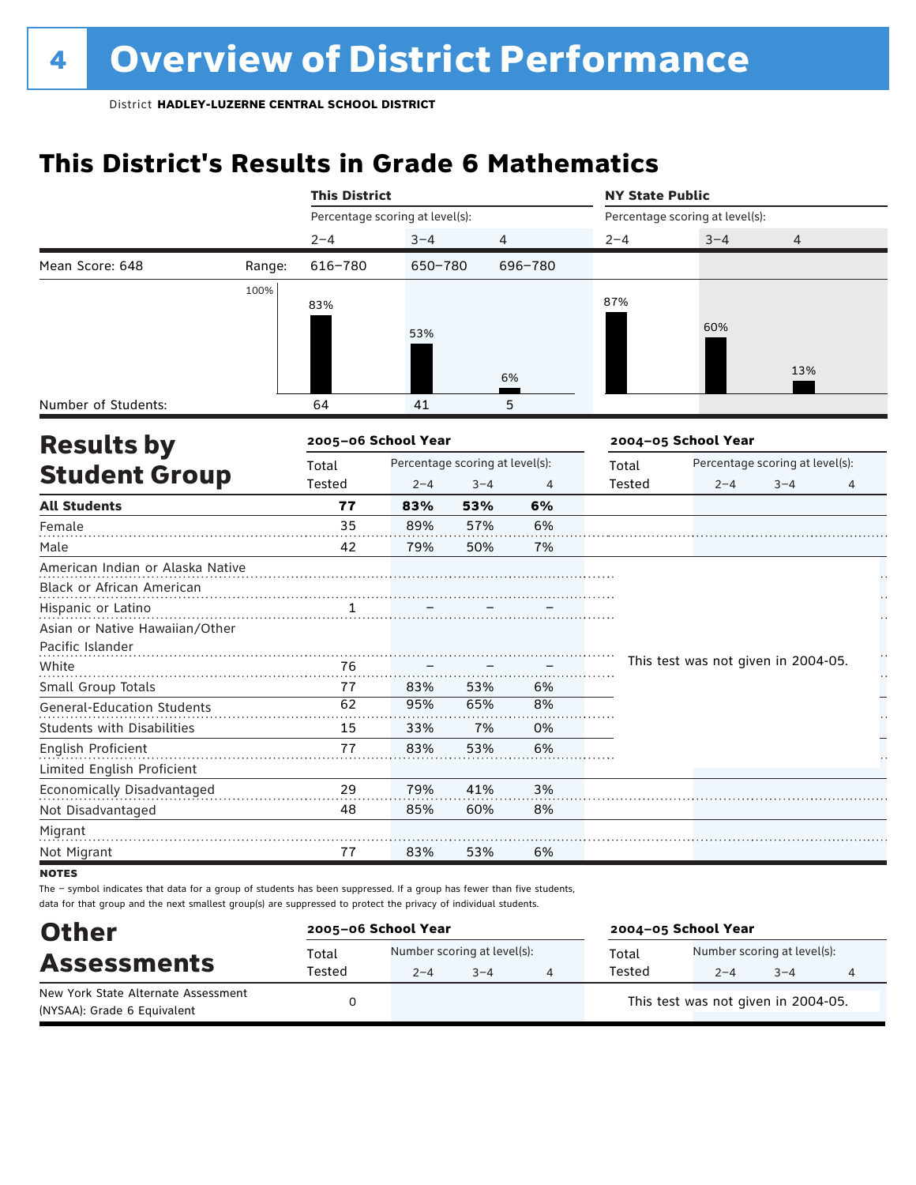# 4 Overview of District Performance

District **HADLEY-LUZERNE CENTRAL SCHOOL DISTRICT**

## This District's Results in Grade 6 Mathematics

| | | This District | | | NY State Public | | |
|---|---|---|---|---|---|---|---|
| | | Percentage scoring at level(s): | | | Percentage scoring at level(s): | | |
| | | 2–4 | 3–4 | 4 | 2–4 | 3–4 | 4 |
| Mean Score: 648 | Range: | 616–780 | 650–780 | 696–780 | | | |
| | | 83% | 53% | 6% | 87% | 60% | 13% |
| Number of Students: | | 64 | 41 | 5 | | | |

## Results by Student Group

| | 2005–06 School Year | | | | 2004–05 School Year | | | |
|---|---|---|---|---|---|---|---|---|
| | Total Tested | Percentage scoring at level(s): 2–4 | 3–4 | 4 | Total Tested | Percentage scoring at level(s): 2–4 | 3–4 | 4 |
| **All Students** | **77** | **83%** | **53%** | **6%** | | | | |
| Female | 35 | 89% | 57% | 6% | | | | |
| Male | 42 | 79% | 50% | 7% | | | | |
| American Indian or Alaska Native | | | | | This test was not given in 2004-05. | | | |
| Black or African American | | | | | | | | |
| Hispanic or Latino | 1 | – | – | – | | | | |
| Asian or Native Hawaiian/Other Pacific Islander | | | | | | | | |
| White | 76 | – | – | – | | | | |
| Small Group Totals | 77 | 83% | 53% | 6% | | | | |
| General-Education Students | 62 | 95% | 65% | 8% | | | | |
| Students with Disabilities | 15 | 33% | 7% | 0% | | | | |
| English Proficient | 77 | 83% | 53% | 6% | | | | |
| Limited English Proficient | | | | | | | | |
| Economically Disadvantaged | 29 | 79% | 41% | 3% | | | | |
| Not Disadvantaged | 48 | 85% | 60% | 8% | | | | |
| Migrant | | | | | | | | |
| Not Migrant | 77 | 83% | 53% | 6% | | | | |

**NOTES**

The – symbol indicates that data for a group of students has been suppressed. If a group has fewer than five students, data for that group and the next smallest group(s) are suppressed to protect the privacy of individual students.

## Other Assessments

| | 2005–06 School Year | | | | 2004–05 School Year | | | |
|---|---|---|---|---|---|---|---|---|
| | Total Tested | Number scoring at level(s): 2–4 | 3–4 | 4 | Total Tested | Number scoring at level(s): 2–4 | 3–4 | 4 |
| New York State Alternate Assessment (NYSAA): Grade 6 Equivalent | 0 | | | | This test was not given in 2004-05. | | | |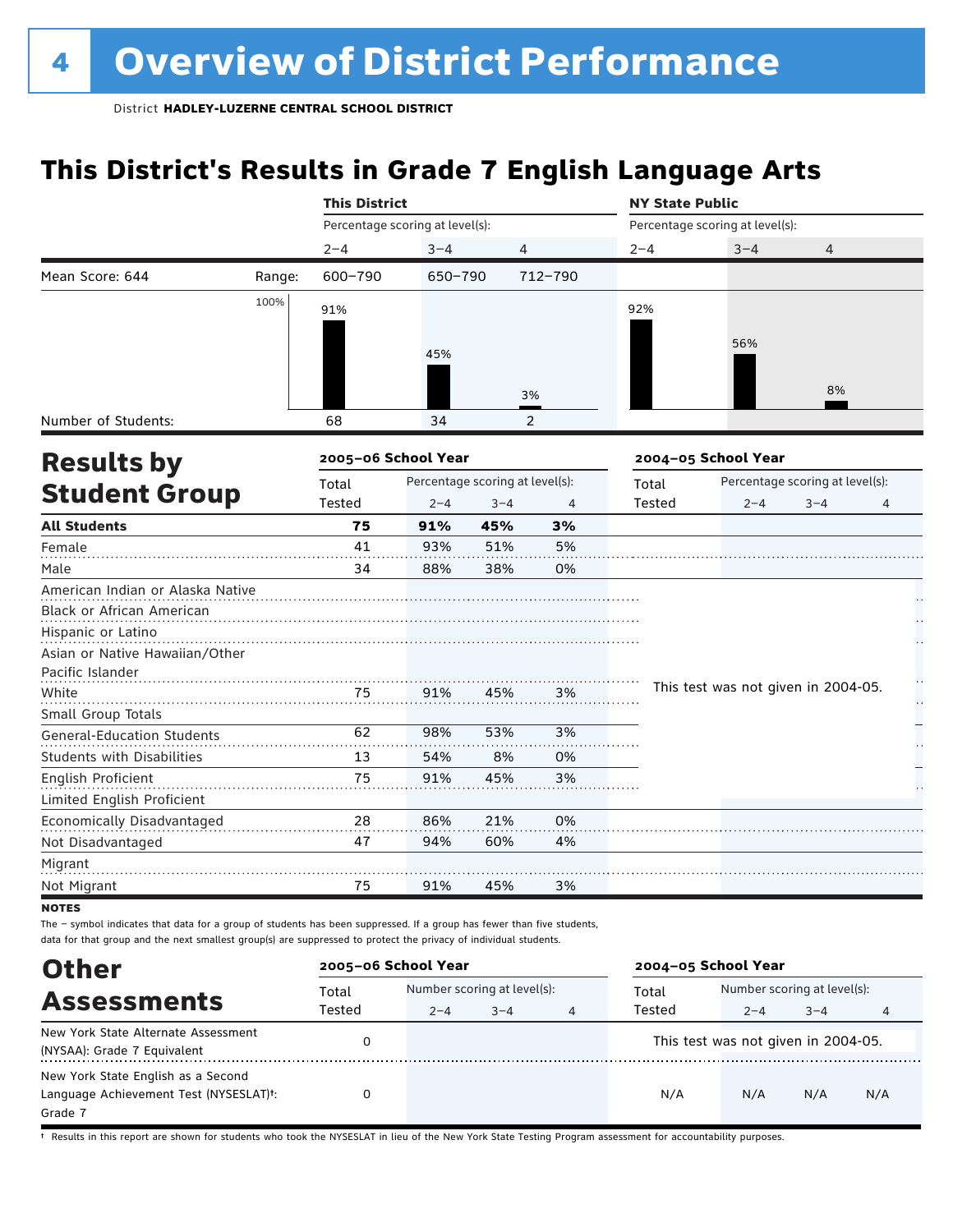# 4 Overview of District Performance

District **HADLEY-LUZERNE CENTRAL SCHOOL DISTRICT**

## This District's Results in Grade 7 English Language Arts

| | | This District | | | NY State Public | | |
|---|---|---|---|---|---|---|---|
| | | Percentage scoring at level(s): | | | Percentage scoring at level(s): | | |
| | | 2–4 | 3–4 | 4 | 2–4 | 3–4 | 4 |
| Mean Score: 644 | Range: | 600–790 | 650–790 | 712–790 | | | |
| | | 91% | 45% | 3% | 92% | 56% | 8% |
| Number of Students: | | 68 | 34 | 2 | | | |

## Results by Student Group

| | 2005–06 School Year | | | | 2004–05 School Year | | | |
|---|---|---|---|---|---|---|---|---|
| | Total Tested | Percentage scoring at level(s): 2–4 | 3–4 | 4 | Total Tested | Percentage scoring at level(s): 2–4 | 3–4 | 4 |
| **All Students** | **75** | **91%** | **45%** | **3%** | This test was not given in 2004-05. | | | |
| Female | 41 | 93% | 51% | 5% | | | | |
| Male | 34 | 88% | 38% | 0% | | | | |
| American Indian or Alaska Native | | | | | | | | |
| Black or African American | | | | | | | | |
| Hispanic or Latino | | | | | | | | |
| Asian or Native Hawaiian/Other Pacific Islander | | | | | | | | |
| White | 75 | 91% | 45% | 3% | | | | |
| Small Group Totals | | | | | | | | |
| General-Education Students | 62 | 98% | 53% | 3% | | | | |
| Students with Disabilities | 13 | 54% | 8% | 0% | | | | |
| English Proficient | 75 | 91% | 45% | 3% | | | | |
| Limited English Proficient | | | | | | | | |
| Economically Disadvantaged | 28 | 86% | 21% | 0% | | | | |
| Not Disadvantaged | 47 | 94% | 60% | 4% | | | | |
| Migrant | | | | | | | | |
| Not Migrant | 75 | 91% | 45% | 3% | | | | |

**NOTES**

The – symbol indicates that data for a group of students has been suppressed. If a group has fewer than five students, data for that group and the next smallest group(s) are suppressed to protect the privacy of individual students.

## Other Assessments

| | 2005–06 School Year | | | | 2004–05 School Year | | | |
|---|---|---|---|---|---|---|---|---|
| | Total Tested | Number scoring at level(s): 2–4 | 3–4 | 4 | Total Tested | Number scoring at level(s): 2–4 | 3–4 | 4 |
| New York State Alternate Assessment (NYSAA): Grade 7 Equivalent | 0 | | | | This test was not given in 2004-05. | | | |
| New York State English as a Second Language Achievement Test (NYSESLAT)†: Grade 7 | 0 | | | | N/A | N/A | N/A | N/A |

† Results in this report are shown for students who took the NYSESLAT in lieu of the New York State Testing Program assessment for accountability purposes.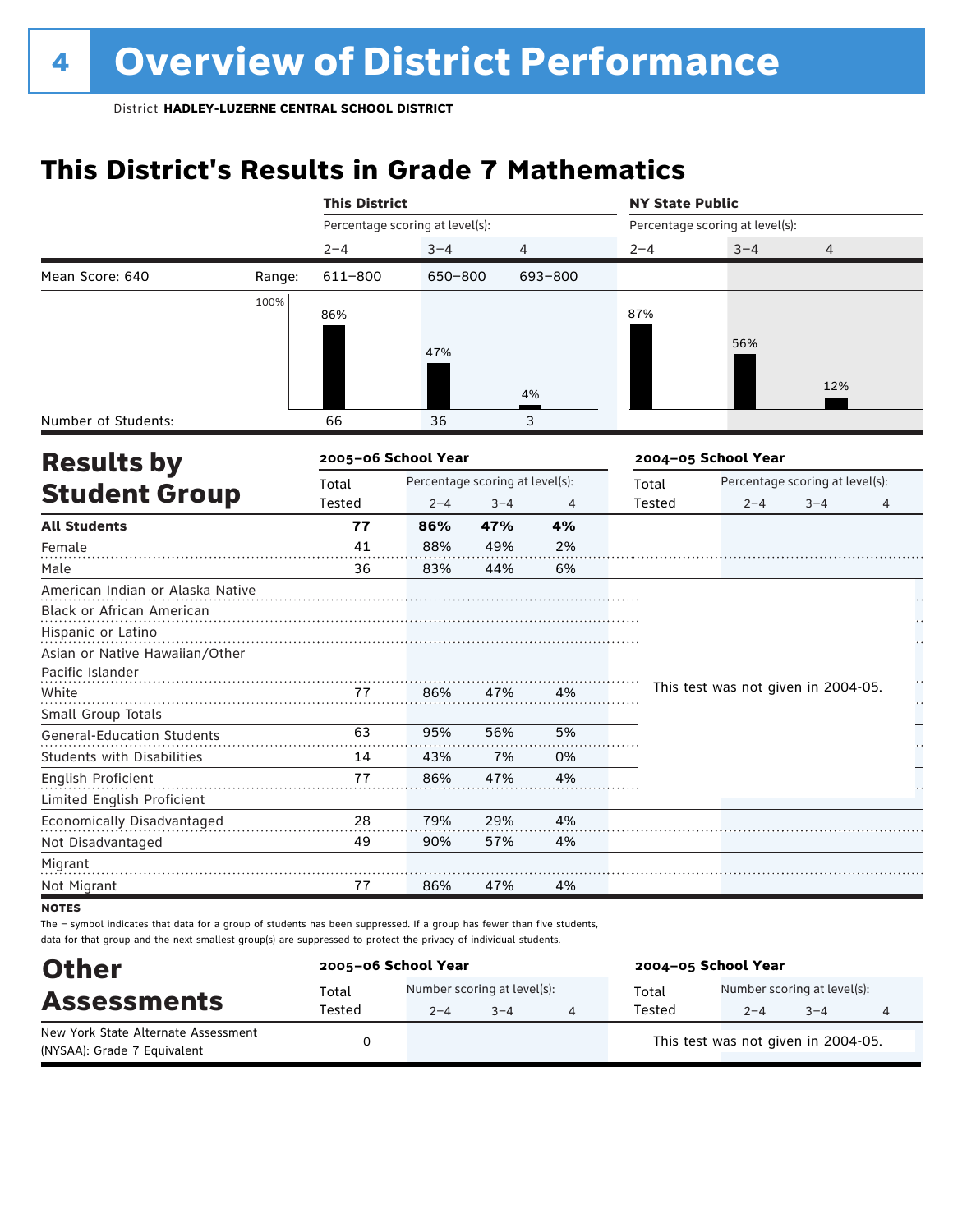# Overview of District Performance

District **HADLEY-LUZERNE CENTRAL SCHOOL DISTRICT**

## This District's Results in Grade 7 Mathematics

| | | This District | | | NY State Public | | |
|---|---|---|---|---|---|---|---|
| | | Percentage scoring at level(s): | | | Percentage scoring at level(s): | | |
| | | 2–4 | 3–4 | 4 | 2–4 | 3–4 | 4 |
| Mean Score: 640 | Range: | 611–800 | 650–800 | 693–800 | | | |
| | | 86% | 47% | 4% | 87% | 56% | 12% |
| Number of Students: | | 66 | 36 | 3 | | | |

## Results by Student Group

| | 2005–06 School Year | | | | 2004–05 School Year | | | |
|---|---|---|---|---|---|---|---|---|
| | Total Tested | Percentage scoring at level(s): 2–4 | 3–4 | 4 | Total Tested | Percentage scoring at level(s): 2–4 | 3–4 | 4 |
| **All Students** | **77** | **86%** | **47%** | **4%** | | | | |
| Female | 41 | 88% | 49% | 2% | | | | |
| Male | 36 | 83% | 44% | 6% | | | | |
| American Indian or Alaska Native | | | | | This test was not given in 2004-05. | | | |
| Black or African American | | | | | | | | |
| Hispanic or Latino | | | | | | | | |
| Asian or Native Hawaiian/Other Pacific Islander | | | | | | | | |
| White | 77 | 86% | 47% | 4% | | | | |
| Small Group Totals | | | | | | | | |
| General-Education Students | 63 | 95% | 56% | 5% | | | | |
| Students with Disabilities | 14 | 43% | 7% | 0% | | | | |
| English Proficient | 77 | 86% | 47% | 4% | | | | |
| Limited English Proficient | | | | | | | | |
| Economically Disadvantaged | 28 | 79% | 29% | 4% | | | | |
| Not Disadvantaged | 49 | 90% | 57% | 4% | | | | |
| Migrant | | | | | | | | |
| Not Migrant | 77 | 86% | 47% | 4% | | | | |

**NOTES**

The – symbol indicates that data for a group of students has been suppressed. If a group has fewer than five students, data for that group and the next smallest group(s) are suppressed to protect the privacy of individual students.

## Other Assessments

| | 2005–06 School Year | | | | 2004–05 School Year | | | |
|---|---|---|---|---|---|---|---|---|
| | Total Tested | Number scoring at level(s): 2–4 | 3–4 | 4 | Total Tested | Number scoring at level(s): 2–4 | 3–4 | 4 |
| New York State Alternate Assessment (NYSAA): Grade 7 Equivalent | 0 | | | | This test was not given in 2004-05. | | | |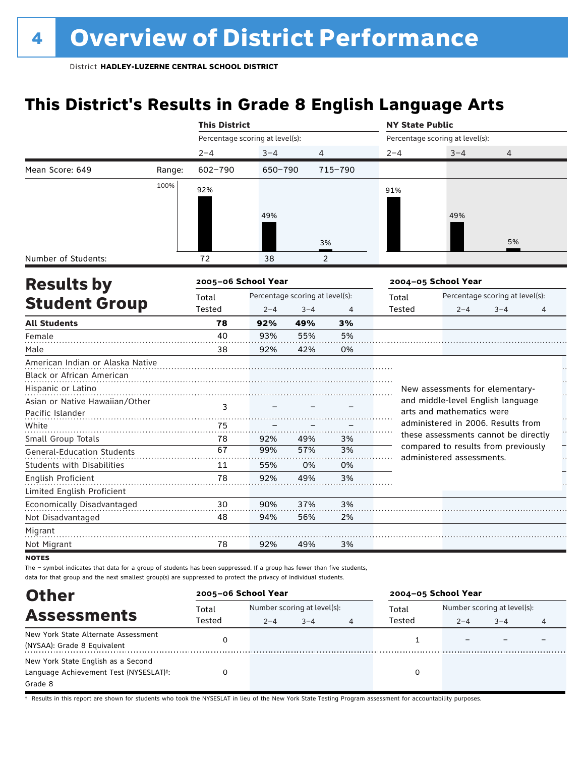# 4 Overview of District Performance

District **HADLEY-LUZERNE CENTRAL SCHOOL DISTRICT**

## This District's Results in Grade 8 English Language Arts

| | | This District | | | NY State Public | | |
|---|---|---|---|---|---|---|---|
| | | Percentage scoring at level(s): | | | Percentage scoring at level(s): | | |
| | | 2–4 | 3–4 | 4 | 2–4 | 3–4 | 4 |
| Mean Score: 649 | Range: | 602–790 | 650–790 | 715–790 | | | |
| | 100% | 92% | 49% | 3% | 91% | 49% | 5% |
| Number of Students: | | 72 | 38 | 2 | | | |

## Results by Student Group

| | 2005–06 School Year | | | | 2004–05 School Year | | | |
|---|---|---|---|---|---|---|---|---|
| | Total Tested | Percentage scoring at level(s): 2–4 | 3–4 | 4 | Total Tested | Percentage scoring at level(s): 2–4 | 3–4 | 4 |
| **All Students** | **78** | **92%** | **49%** | **3%** | | | | |
| Female | 40 | 93% | 55% | 5% | | | | |
| Male | 38 | 92% | 42% | 0% | | | | |
| American Indian or Alaska Native | | | | | | | | |
| Black or African American | | | | | | | | |
| Hispanic or Latino | | | | | | | | |
| Asian or Native Hawaiian/Other Pacific Islander | 3 | – | – | – | | | | |
| White | 75 | – | – | – | | | | |
| Small Group Totals | 78 | 92% | 49% | 3% | | | | |
| General-Education Students | 67 | 99% | 57% | 3% | | | | |
| Students with Disabilities | 11 | 55% | 0% | 0% | | | | |
| English Proficient | 78 | 92% | 49% | 3% | | | | |
| Limited English Proficient | | | | | | | | |
| Economically Disadvantaged | 30 | 90% | 37% | 3% | | | | |
| Not Disadvantaged | 48 | 94% | 56% | 2% | | | | |
| Migrant | | | | | | | | |
| Not Migrant | 78 | 92% | 49% | 3% | | | | |

New assessments for elementary- and middle-level English language arts and mathematics were administered in 2006. Results from these assessments cannot be directly compared to results from previously administered assessments.

**NOTES**

The – symbol indicates that data for a group of students has been suppressed. If a group has fewer than five students, data for that group and the next smallest group(s) are suppressed to protect the privacy of individual students.

## Other Assessments

| | 2005–06 School Year | | | | 2004–05 School Year | | | |
|---|---|---|---|---|---|---|---|---|
| | Total Tested | Number scoring at level(s): 2–4 | 3–4 | 4 | Total Tested | Number scoring at level(s): 2–4 | 3–4 | 4 |
| New York State Alternate Assessment (NYSAA): Grade 8 Equivalent | 0 | | | | 1 | – | – | – |
| New York State English as a Second Language Achievement Test (NYSESLAT)†: Grade 8 | 0 | | | | 0 | | | |

† Results in this report are shown for students who took the NYSESLAT in lieu of the New York State Testing Program assessment for accountability purposes.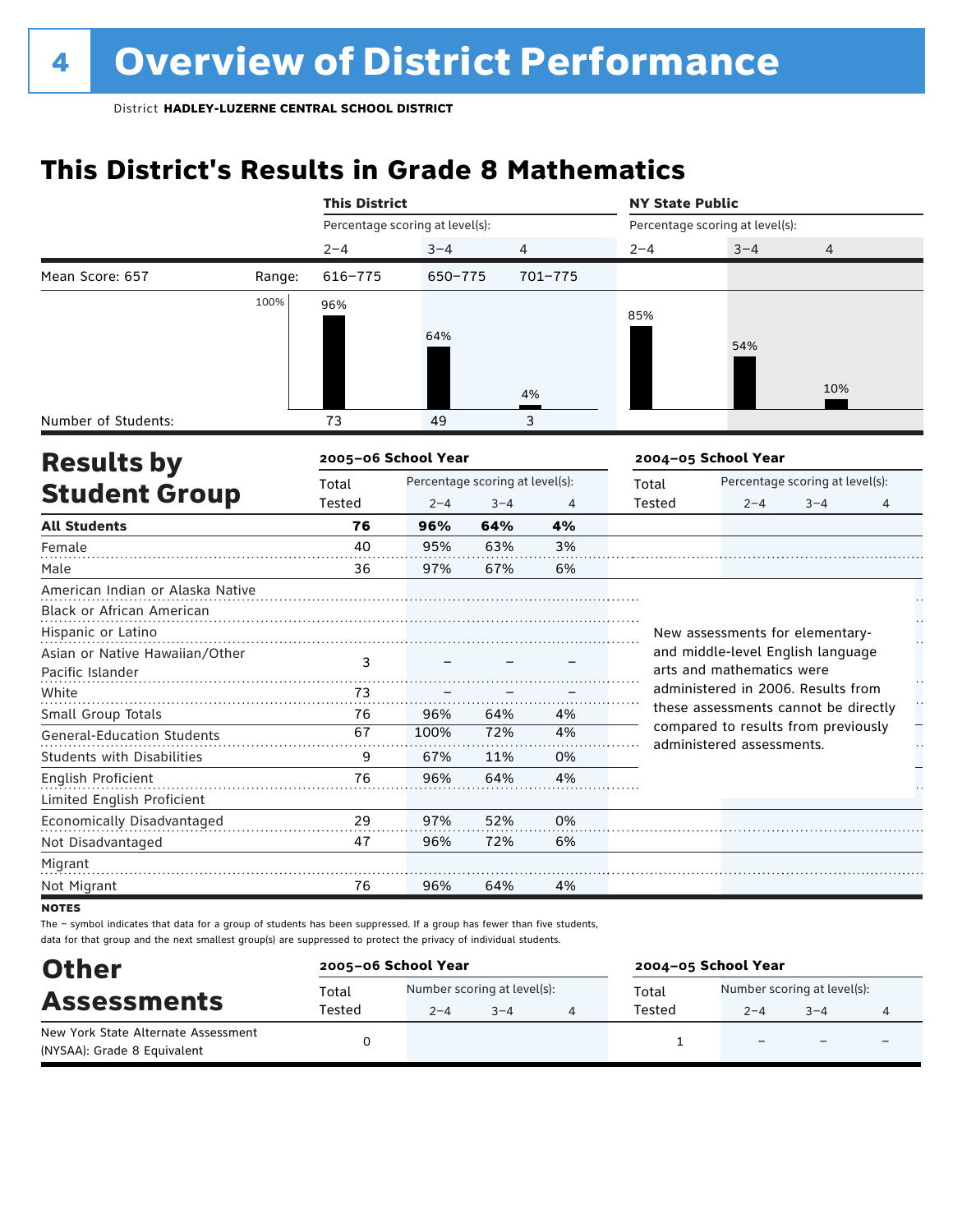# 4 Overview of District Performance

District **HADLEY-LUZERNE CENTRAL SCHOOL DISTRICT**

## This District's Results in Grade 8 Mathematics

| | | This District | | | NY State Public | | |
|---|---|---|---|---|---|---|---|
| | | Percentage scoring at level(s): | | | Percentage scoring at level(s): | | |
| | | 2–4 | 3–4 | 4 | 2–4 | 3–4 | 4 |
| Mean Score: 657 | Range: | 616–775 | 650–775 | 701–775 | | | |
| | | 96% | 64% | 4% | 85% | 54% | 10% |
| Number of Students: | | 73 | 49 | 3 | | | |

## Results by Student Group

| | 2005–06 School Year | | | | 2004–05 School Year | | | |
|---|---|---|---|---|---|---|---|---|
| | Total Tested | Percentage scoring at level(s): 2–4 | 3–4 | 4 | Total Tested | Percentage scoring at level(s): 2–4 | 3–4 | 4 |
| **All Students** | **76** | **96%** | **64%** | **4%** | | | | |
| Female | 40 | 95% | 63% | 3% | | | | |
| Male | 36 | 97% | 67% | 6% | | | | |
| American Indian or Alaska Native | | | | | | | | |
| Black or African American | | | | | | | | |
| Hispanic or Latino | | | | | | | | |
| Asian or Native Hawaiian/Other Pacific Islander | 3 | – | – | – | | | | |
| White | 73 | – | – | – | | | | |
| Small Group Totals | 76 | 96% | 64% | 4% | | | | |
| General-Education Students | 67 | 100% | 72% | 4% | | | | |
| Students with Disabilities | 9 | 67% | 11% | 0% | | | | |
| English Proficient | 76 | 96% | 64% | 4% | | | | |
| Limited English Proficient | | | | | | | | |
| Economically Disadvantaged | 29 | 97% | 52% | 0% | | | | |
| Not Disadvantaged | 47 | 96% | 72% | 6% | | | | |
| Migrant | | | | | | | | |
| Not Migrant | 76 | 96% | 64% | 4% | | | | |

New assessments for elementary- and middle-level English language arts and mathematics were administered in 2006. Results from these assessments cannot be directly compared to results from previously administered assessments.

**NOTES**

The – symbol indicates that data for a group of students has been suppressed. If a group has fewer than five students, data for that group and the next smallest group(s) are suppressed to protect the privacy of individual students.

## Other Assessments

| | 2005–06 School Year | | | | 2004–05 School Year | | | |
|---|---|---|---|---|---|---|---|---|
| | Total Tested | Number scoring at level(s): 2–4 | 3–4 | 4 | Total Tested | Number scoring at level(s): 2–4 | 3–4 | 4 |
| New York State Alternate Assessment (NYSAA): Grade 8 Equivalent | 0 | | | | 1 | – | – | – |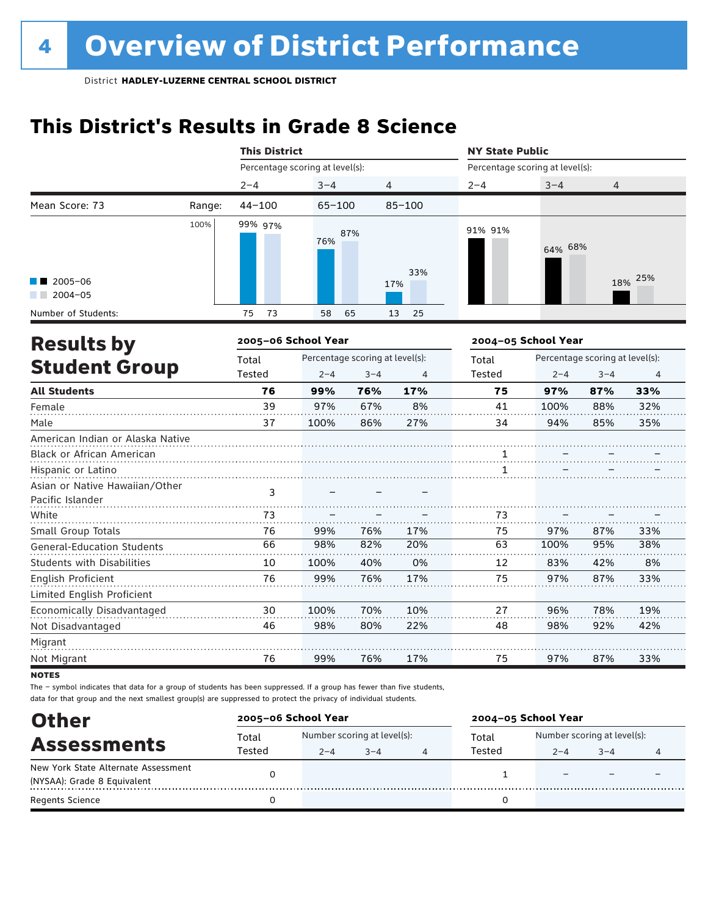# 4 Overview of District Performance

District **HADLEY-LUZERNE CENTRAL SCHOOL DISTRICT**

## This District's Results in Grade 8 Science

| | | This District | | | NY State Public | | |
|---|---|---|---|---|---|---|---|
| | | Percentage scoring at level(s): | | | Percentage scoring at level(s): | | |
| | | 2–4 | 3–4 | 4 | 2–4 | 3–4 | 4 |
| Mean Score: 73 | Range: | 44–100 | 65–100 | 85–100 | | | |
| 2005–06 | | 99% | 76% | 17% | 91% | 64% | 18% |
| 2004–05 | | 97% | 87% | 33% | 91% | 68% | 25% |
| Number of Students: 2005–06 | | 75 | 58 | 13 | | | |
| Number of Students: 2004–05 | | 73 | 65 | 25 | | | |

## Results by Student Group

| | 2005–06 School Year | | | | 2004–05 School Year | | | |
|---|---|---|---|---|---|---|---|---|
| | Total Tested | Percentage scoring at level(s): 2–4 | 3–4 | 4 | Total Tested | Percentage scoring at level(s): 2–4 | 3–4 | 4 |
| **All Students** | **76** | **99%** | **76%** | **17%** | **75** | **97%** | **87%** | **33%** |
| Female | 39 | 97% | 67% | 8% | 41 | 100% | 88% | 32% |
| Male | 37 | 100% | 86% | 27% | 34 | 94% | 85% | 35% |
| American Indian or Alaska Native | | | | | | | | |
| Black or African American | | | | | 1 | – | – | – |
| Hispanic or Latino | | | | | 1 | – | – | – |
| Asian or Native Hawaiian/Other Pacific Islander | 3 | – | – | – | | | | |
| White | 73 | – | – | – | 73 | – | – | – |
| Small Group Totals | 76 | 99% | 76% | 17% | 75 | 97% | 87% | 33% |
| General-Education Students | 66 | 98% | 82% | 20% | 63 | 100% | 95% | 38% |
| Students with Disabilities | 10 | 100% | 40% | 0% | 12 | 83% | 42% | 8% |
| English Proficient | 76 | 99% | 76% | 17% | 75 | 97% | 87% | 33% |
| Limited English Proficient | | | | | | | | |
| Economically Disadvantaged | 30 | 100% | 70% | 10% | 27 | 96% | 78% | 19% |
| Not Disadvantaged | 46 | 98% | 80% | 22% | 48 | 98% | 92% | 42% |
| Migrant | | | | | | | | |
| Not Migrant | 76 | 99% | 76% | 17% | 75 | 97% | 87% | 33% |

**NOTES**

The – symbol indicates that data for a group of students has been suppressed. If a group has fewer than five students, data for that group and the next smallest group(s) are suppressed to protect the privacy of individual students.

## Other Assessments

| | 2005–06 School Year | | | | 2004–05 School Year | | | |
|---|---|---|---|---|---|---|---|---|
| | Total Tested | Number scoring at level(s): 2–4 | 3–4 | 4 | Total Tested | Number scoring at level(s): 2–4 | 3–4 | 4 |
| New York State Alternate Assessment (NYSAA): Grade 8 Equivalent | 0 | | | | 1 | – | – | – |
| Regents Science | 0 | | | | 0 | | | |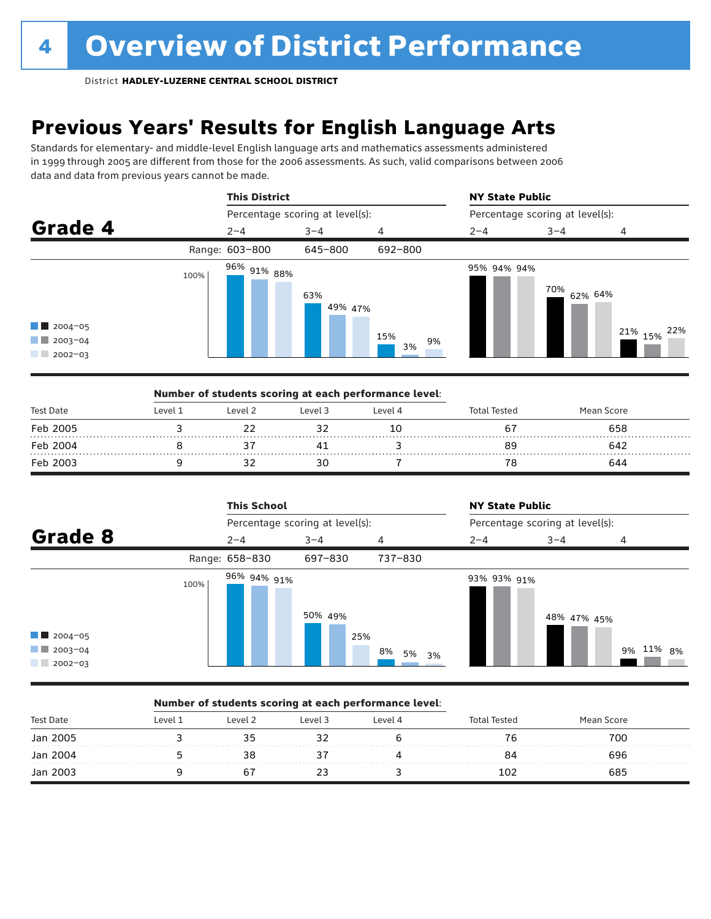# 4 Overview of District Performance

District **HADLEY-LUZERNE CENTRAL SCHOOL DISTRICT**

## Previous Years' Results for English Language Arts

Standards for elementary- and middle-level English language arts and mathematics assessments administered in 1999 through 2005 are different from those for the 2006 assessments. As such, valid comparisons between 2006 data and data from previous years cannot be made.

### Grade 4

| | This District | | | NY State Public | | |
|---|---|---|---|---|---|---|
| Percentage scoring at level(s): | 2–4 | 3–4 | 4 | 2–4 | 3–4 | 4 |
| Range: | 603–800 | 645–800 | 692–800 | | | |
| 2004–05 | 96% | 63% | 15% | 95% | 70% | 21% |
| 2003–04 | 91% | 49% | 3% | 94% | 62% | 15% |
| 2002–03 | 88% | 47% | 9% | 94% | 64% | 22% |

**Number of students scoring at each performance level:**

| Test Date | Level 1 | Level 2 | Level 3 | Level 4 | Total Tested | Mean Score |
|---|---|---|---|---|---|---|
| Feb 2005 | 3 | 22 | 32 | 10 | 67 | 658 |
| Feb 2004 | 8 | 37 | 41 | 3 | 89 | 642 |
| Feb 2003 | 9 | 32 | 30 | 7 | 78 | 644 |

### Grade 8

| | This School | | | NY State Public | | |
|---|---|---|---|---|---|---|
| Percentage scoring at level(s): | 2–4 | 3–4 | 4 | 2–4 | 3–4 | 4 |
| Range: | 658–830 | 697–830 | 737–830 | | | |
| 2004–05 | 96% | 50% | 8% | 93% | 48% | 9% |
| 2003–04 | 94% | 49% | 5% | 93% | 47% | 11% |
| 2002–03 | 91% | 25% | 3% | 91% | 45% | 8% |

**Number of students scoring at each performance level:**

| Test Date | Level 1 | Level 2 | Level 3 | Level 4 | Total Tested | Mean Score |
|---|---|---|---|---|---|---|
| Jan 2005 | 3 | 35 | 32 | 6 | 76 | 700 |
| Jan 2004 | 5 | 38 | 37 | 4 | 84 | 696 |
| Jan 2003 | 9 | 67 | 23 | 3 | 102 | 685 |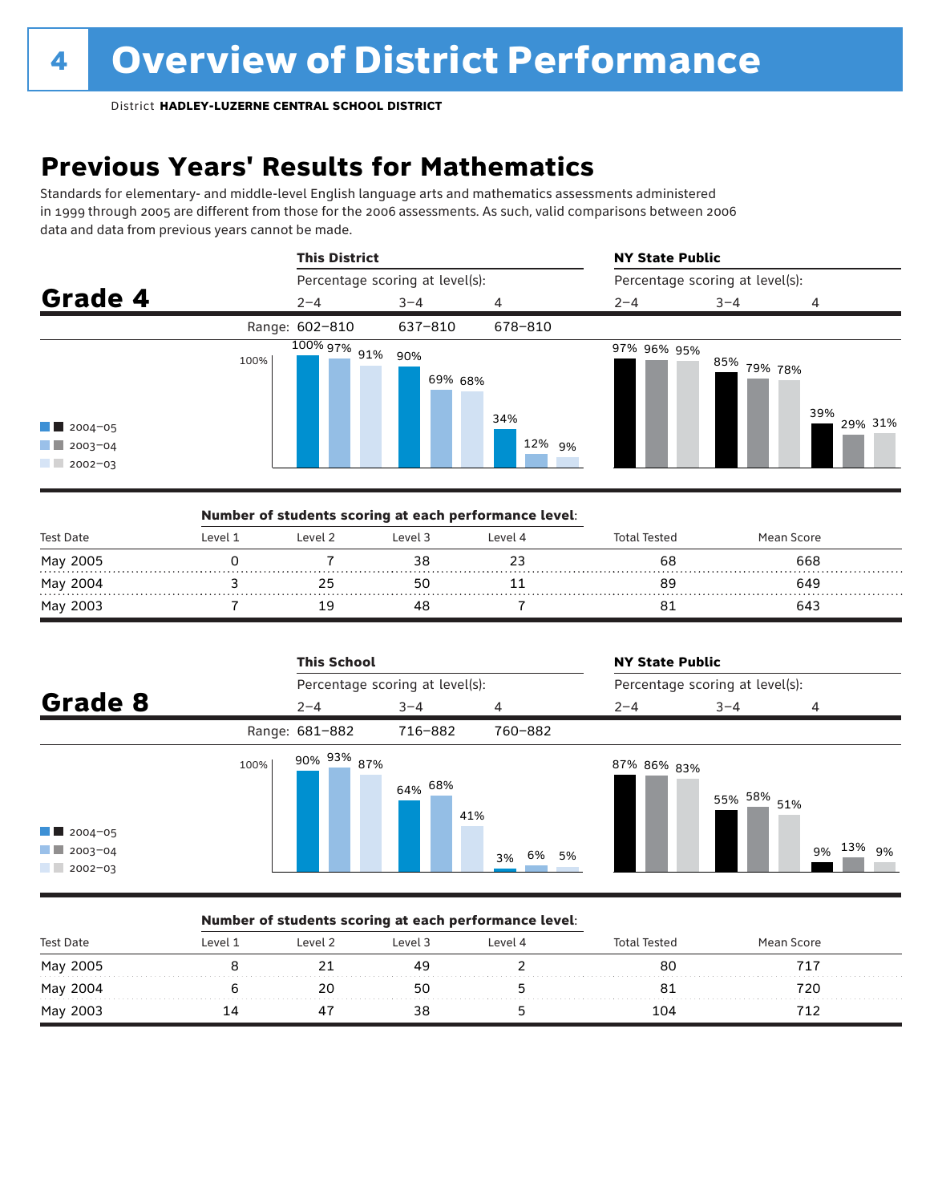# 4 Overview of District Performance

District **HADLEY-LUZERNE CENTRAL SCHOOL DISTRICT**

## Previous Years' Results for Mathematics

Standards for elementary- and middle-level English language arts and mathematics assessments administered in 1999 through 2005 are different from those for the 2006 assessments. As such, valid comparisons between 2006 data and data from previous years cannot be made.

### Grade 4

**This District** — Percentage scoring at level(s):

| | 2–4 | 3–4 | 4 |
|---|---|---|---|
| Range | 602–810 | 637–810 | 678–810 |
| 2004–05 | 100% | 90% | 34% |
| 2003–04 | 97% | 69% | 12% |
| 2002–03 | 91% | 68% | 9% |

**NY State Public** — Percentage scoring at level(s):

| | 2–4 | 3–4 | 4 |
|---|---|---|---|
| 2004–05 | 97% | 85% | 39% |
| 2003–04 | 96% | 79% | 29% |
| 2002–03 | 95% | 78% | 31% |

**Number of students scoring at each performance level:**

| Test Date | Level 1 | Level 2 | Level 3 | Level 4 | Total Tested | Mean Score |
|---|---|---|---|---|---|---|
| May 2005 | 0 | 7 | 38 | 23 | 68 | 668 |
| May 2004 | 3 | 25 | 50 | 11 | 89 | 649 |
| May 2003 | 7 | 19 | 48 | 7 | 81 | 643 |

### Grade 8

**This School** — Percentage scoring at level(s):

| | 2–4 | 3–4 | 4 |
|---|---|---|---|
| Range | 681–882 | 716–882 | 760–882 |
| 2004–05 | 90% | 64% | 3% |
| 2003–04 | 93% | 68% | 6% |
| 2002–03 | 87% | 41% | 5% |

**NY State Public** — Percentage scoring at level(s):

| | 2–4 | 3–4 | 4 |
|---|---|---|---|
| 2004–05 | 87% | 55% | 9% |
| 2003–04 | 86% | 58% | 13% |
| 2002–03 | 83% | 51% | 9% |

**Number of students scoring at each performance level:**

| Test Date | Level 1 | Level 2 | Level 3 | Level 4 | Total Tested | Mean Score |
|---|---|---|---|---|---|---|
| May 2005 | 8 | 21 | 49 | 2 | 80 | 717 |
| May 2004 | 6 | 20 | 50 | 5 | 81 | 720 |
| May 2003 | 14 | 47 | 38 | 5 | 104 | 712 |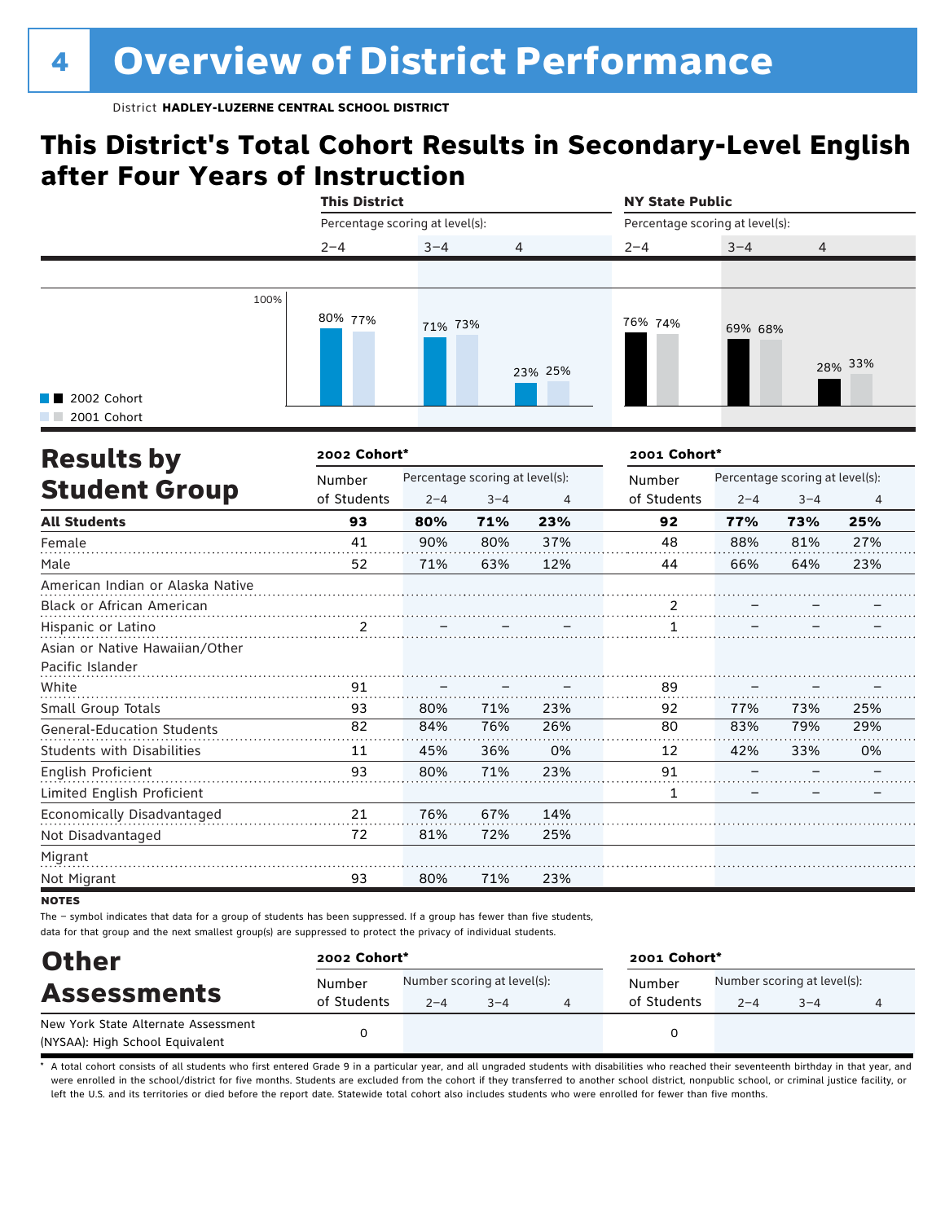# Overview of District Performance

District **HADLEY-LUZERNE CENTRAL SCHOOL DISTRICT**

## This District's Total Cohort Results in Secondary-Level English after Four Years of Instruction

| | This District | | | NY State Public | | |
|---|---|---|---|---|---|---|
| | Percentage scoring at level(s): | | | Percentage scoring at level(s): | | |
| | 2–4 | 3–4 | 4 | 2–4 | 3–4 | 4 |
| 2002 Cohort | 80% | 71% | 23% | 76% | 69% | 28% |
| 2001 Cohort | 77% | 73% | 25% | 74% | 68% | 33% |

## Results by Student Group

| | 2002 Cohort* | | | | 2001 Cohort* | | | |
|---|---|---|---|---|---|---|---|---|
| | Number of Students | Percentage scoring at level(s): 2–4 | 3–4 | 4 | Number of Students | Percentage scoring at level(s): 2–4 | 3–4 | 4 |
| **All Students** | **93** | **80%** | **71%** | **23%** | **92** | **77%** | **73%** | **25%** |
| Female | 41 | 90% | 80% | 37% | 48 | 88% | 81% | 27% |
| Male | 52 | 71% | 63% | 12% | 44 | 66% | 64% | 23% |
| American Indian or Alaska Native | | | | | | | | |
| Black or African American | | | | | 2 | – | – | – |
| Hispanic or Latino | 2 | – | – | – | 1 | – | – | – |
| Asian or Native Hawaiian/Other Pacific Islander | | | | | | | | |
| White | 91 | – | – | – | 89 | – | – | – |
| Small Group Totals | 93 | 80% | 71% | 23% | 92 | 77% | 73% | 25% |
| General-Education Students | 82 | 84% | 76% | 26% | 80 | 83% | 79% | 29% |
| Students with Disabilities | 11 | 45% | 36% | 0% | 12 | 42% | 33% | 0% |
| English Proficient | 93 | 80% | 71% | 23% | 91 | – | – | – |
| Limited English Proficient | | | | | 1 | – | – | – |
| Economically Disadvantaged | 21 | 76% | 67% | 14% | | | | |
| Not Disadvantaged | 72 | 81% | 72% | 25% | | | | |
| Migrant | | | | | | | | |
| Not Migrant | 93 | 80% | 71% | 23% | | | | |

**NOTES**

The – symbol indicates that data for a group of students has been suppressed. If a group has fewer than five students, data for that group and the next smallest group(s) are suppressed to protect the privacy of individual students.

## Other Assessments

| | 2002 Cohort* | | | | 2001 Cohort* | | | |
|---|---|---|---|---|---|---|---|---|
| | Number of Students | Number scoring at level(s): 2–4 | 3–4 | 4 | Number of Students | Number scoring at level(s): 2–4 | 3–4 | 4 |
| New York State Alternate Assessment (NYSAA): High School Equivalent | 0 | | | | 0 | | | |

* A total cohort consists of all students who first entered Grade 9 in a particular year, and all ungraded students with disabilities who reached their seventeenth birthday in that year, and were enrolled in the school/district for five months. Students are excluded from the cohort if they transferred to another school district, nonpublic school, or criminal justice facility, or left the U.S. and its territories or died before the report date. Statewide total cohort also includes students who were enrolled for fewer than five months.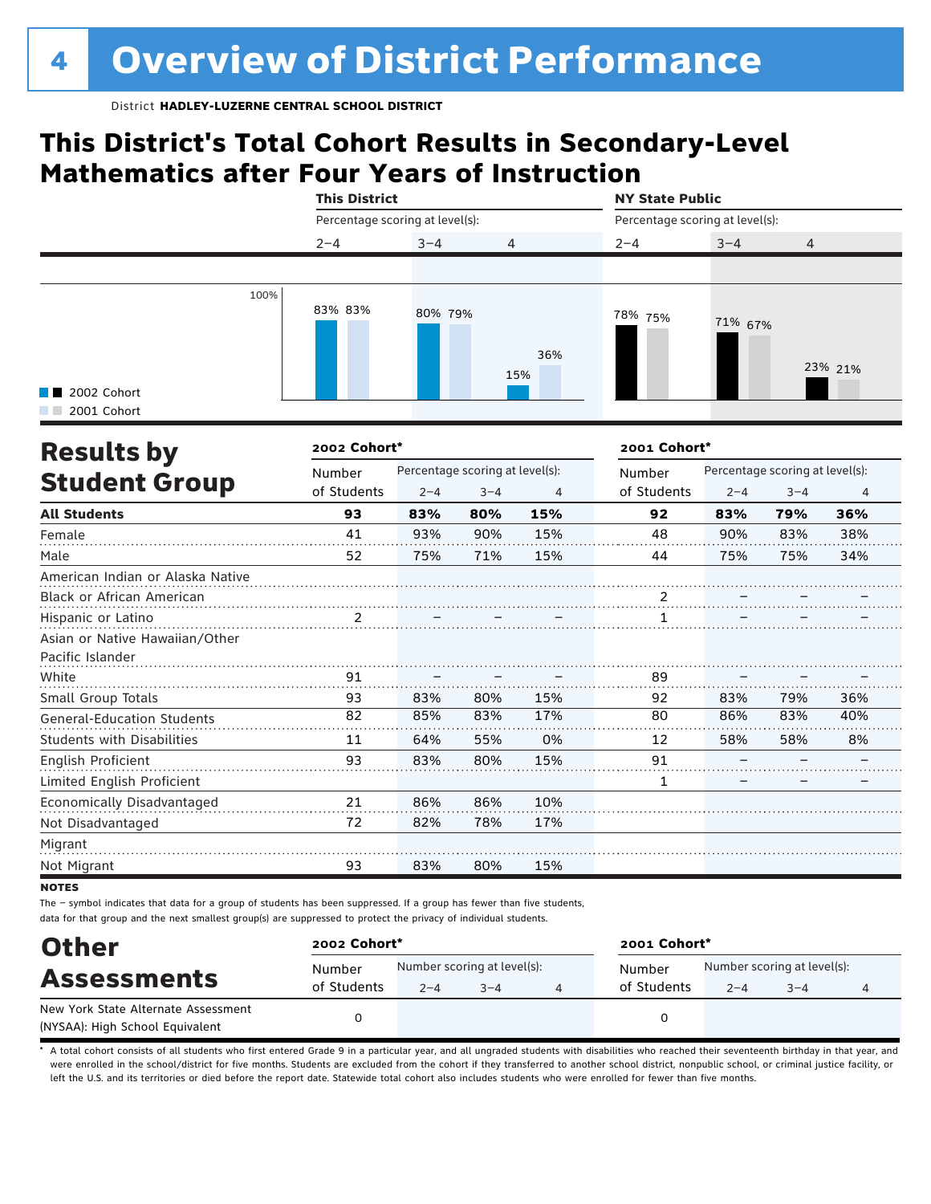# Overview of District Performance

District **HADLEY-LUZERNE CENTRAL SCHOOL DISTRICT**

## This District's Total Cohort Results in Secondary-Level Mathematics after Four Years of Instruction

| | This District | | | NY State Public | | |
|---|---|---|---|---|---|---|
| | Percentage scoring at level(s): | | | Percentage scoring at level(s): | | |
| | 2–4 | 3–4 | 4 | 2–4 | 3–4 | 4 |
| 2002 Cohort | 83% | 80% | 15% | 78% | 71% | 23% |
| 2001 Cohort | 83% | 79% | 36% | 75% | 67% | 21% |

## Results by Student Group

| | 2002 Cohort* | | | | 2001 Cohort* | | | |
|---|---|---|---|---|---|---|---|---|
| | Number of Students | Percentage scoring at level(s): 2–4 | 3–4 | 4 | Number of Students | Percentage scoring at level(s): 2–4 | 3–4 | 4 |
| **All Students** | **93** | **83%** | **80%** | **15%** | **92** | **83%** | **79%** | **36%** |
| Female | 41 | 93% | 90% | 15% | 48 | 90% | 83% | 38% |
| Male | 52 | 75% | 71% | 15% | 44 | 75% | 75% | 34% |
| American Indian or Alaska Native | | | | | | | | |
| Black or African American | | | | | 2 | – | – | – |
| Hispanic or Latino | 2 | – | – | – | 1 | – | – | – |
| Asian or Native Hawaiian/Other Pacific Islander | | | | | | | | |
| White | 91 | – | – | – | 89 | – | – | – |
| Small Group Totals | 93 | 83% | 80% | 15% | 92 | 83% | 79% | 36% |
| General-Education Students | 82 | 85% | 83% | 17% | 80 | 86% | 83% | 40% |
| Students with Disabilities | 11 | 64% | 55% | 0% | 12 | 58% | 58% | 8% |
| English Proficient | 93 | 83% | 80% | 15% | 91 | – | – | – |
| Limited English Proficient | | | | | 1 | – | – | – |
| Economically Disadvantaged | 21 | 86% | 86% | 10% | | | | |
| Not Disadvantaged | 72 | 82% | 78% | 17% | | | | |
| Migrant | | | | | | | | |
| Not Migrant | 93 | 83% | 80% | 15% | | | | |

**NOTES**

The – symbol indicates that data for a group of students has been suppressed. If a group has fewer than five students, data for that group and the next smallest group(s) are suppressed to protect the privacy of individual students.

## Other Assessments

| | 2002 Cohort* | | | | 2001 Cohort* | | | |
|---|---|---|---|---|---|---|---|---|
| | Number of Students | Number scoring at level(s): 2–4 | 3–4 | 4 | Number of Students | Number scoring at level(s): 2–4 | 3–4 | 4 |
| New York State Alternate Assessment (NYSAA): High School Equivalent | 0 | | | | 0 | | | |

* A total cohort consists of all students who first entered Grade 9 in a particular year, and all ungraded students with disabilities who reached their seventeenth birthday in that year, and were enrolled in the school/district for five months. Students are excluded from the cohort if they transferred to another school district, nonpublic school, or criminal justice facility, or left the U.S. and its territories or died before the report date. Statewide total cohort also includes students who were enrolled for fewer than five months.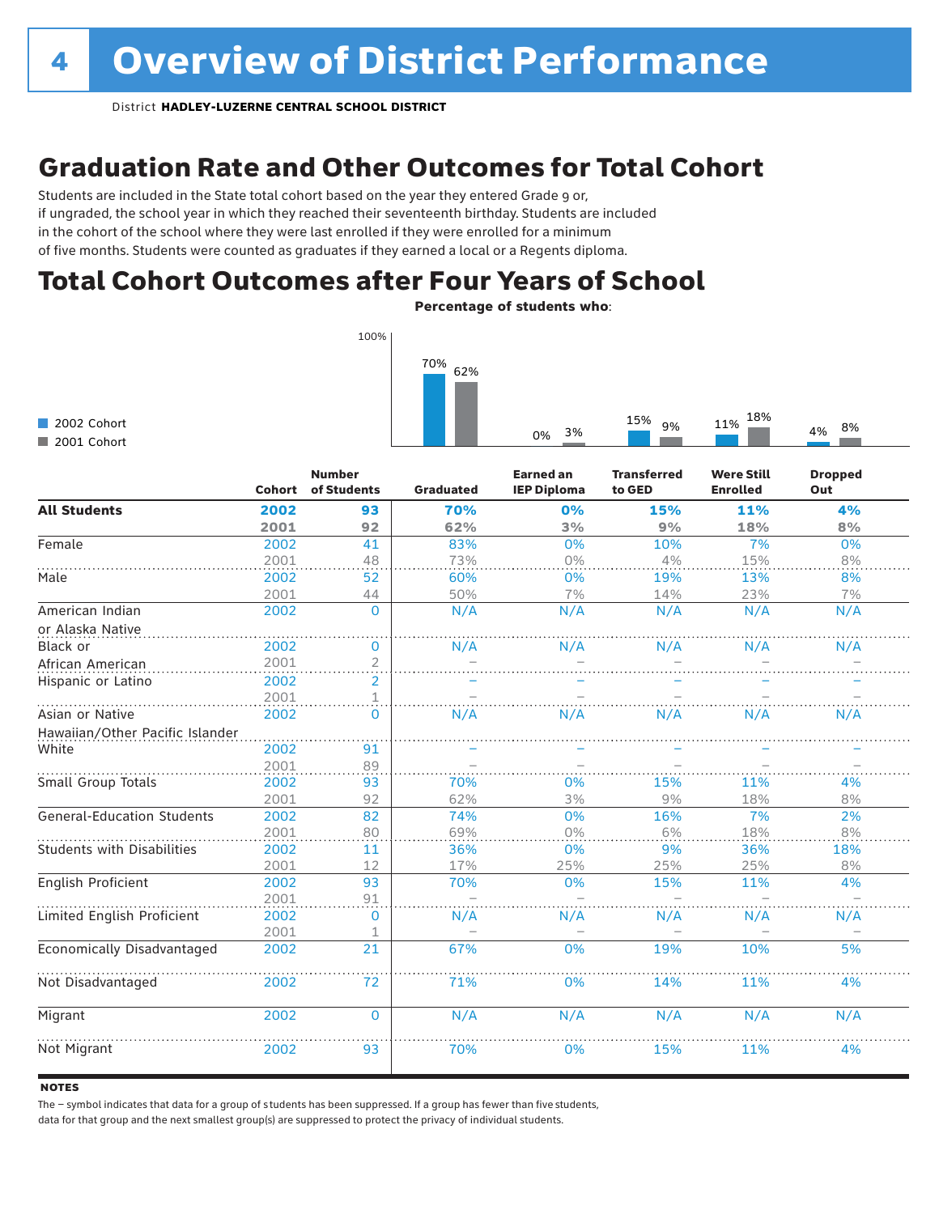# Overview of District Performance

District **HADLEY-LUZERNE CENTRAL SCHOOL DISTRICT**

## Graduation Rate and Other Outcomes for Total Cohort

Students are included in the State total cohort based on the year they entered Grade 9 or, if ungraded, the school year in which they reached their seventeenth birthday. Students are included in the cohort of the school where they were last enrolled if they were enrolled for a minimum of five months. Students were counted as graduates if they earned a local or a Regents diploma.

## Total Cohort Outcomes after Four Years of School

**Percentage of students who:**

| | 2002 Cohort | 2001 Cohort |
|---|---|---|
| Graduated | 70% | 62% |
| Earned an IEP Diploma | 0% | 3% |
| Transferred to GED | 15% | 9% |
| Were Still Enrolled | 11% | 18% |
| Dropped Out | 4% | 8% |

| | Cohort | Number of Students | Graduated | Earned an IEP Diploma | Transferred to GED | Were Still Enrolled | Dropped Out |
|---|---|---|---|---|---|---|---|
| **All Students** | **2002** | **93** | **70%** | **0%** | **15%** | **11%** | **4%** |
| | **2001** | **92** | **62%** | **3%** | **9%** | **18%** | **8%** |
| Female | 2002 | 41 | 83% | 0% | 10% | 7% | 0% |
| | 2001 | 48 | 73% | 0% | 4% | 15% | 8% |
| Male | 2002 | 52 | 60% | 0% | 19% | 13% | 8% |
| | 2001 | 44 | 50% | 7% | 14% | 23% | 7% |
| American Indian or Alaska Native | 2002 | 0 | N/A | N/A | N/A | N/A | N/A |
| Black or African American | 2002 | 0 | N/A | N/A | N/A | N/A | N/A |
| | 2001 | 2 | – | – | – | – | – |
| Hispanic or Latino | 2002 | 2 | – | – | – | – | – |
| | 2001 | 1 | – | – | – | – | – |
| Asian or Native Hawaiian/Other Pacific Islander | 2002 | 0 | N/A | N/A | N/A | N/A | N/A |
| White | 2002 | 91 | – | – | – | – | – |
| | 2001 | 89 | – | – | – | – | – |
| Small Group Totals | 2002 | 93 | 70% | 0% | 15% | 11% | 4% |
| | 2001 | 92 | 62% | 3% | 9% | 18% | 8% |
| General-Education Students | 2002 | 82 | 74% | 0% | 16% | 7% | 2% |
| | 2001 | 80 | 69% | 0% | 6% | 18% | 8% |
| Students with Disabilities | 2002 | 11 | 36% | 0% | 9% | 36% | 18% |
| | 2001 | 12 | 17% | 25% | 25% | 25% | 8% |
| English Proficient | 2002 | 93 | 70% | 0% | 15% | 11% | 4% |
| | 2001 | 91 | – | – | – | – | – |
| Limited English Proficient | 2002 | 0 | N/A | N/A | N/A | N/A | N/A |
| | 2001 | 1 | – | – | – | – | – |
| Economically Disadvantaged | 2002 | 21 | 67% | 0% | 19% | 10% | 5% |
| Not Disadvantaged | 2002 | 72 | 71% | 0% | 14% | 11% | 4% |
| Migrant | 2002 | 0 | N/A | N/A | N/A | N/A | N/A |
| Not Migrant | 2002 | 93 | 70% | 0% | 15% | 11% | 4% |

**NOTES**

The – symbol indicates that data for a group of students has been suppressed. If a group has fewer than five students, data for that group and the next smallest group(s) are suppressed to protect the privacy of individual students.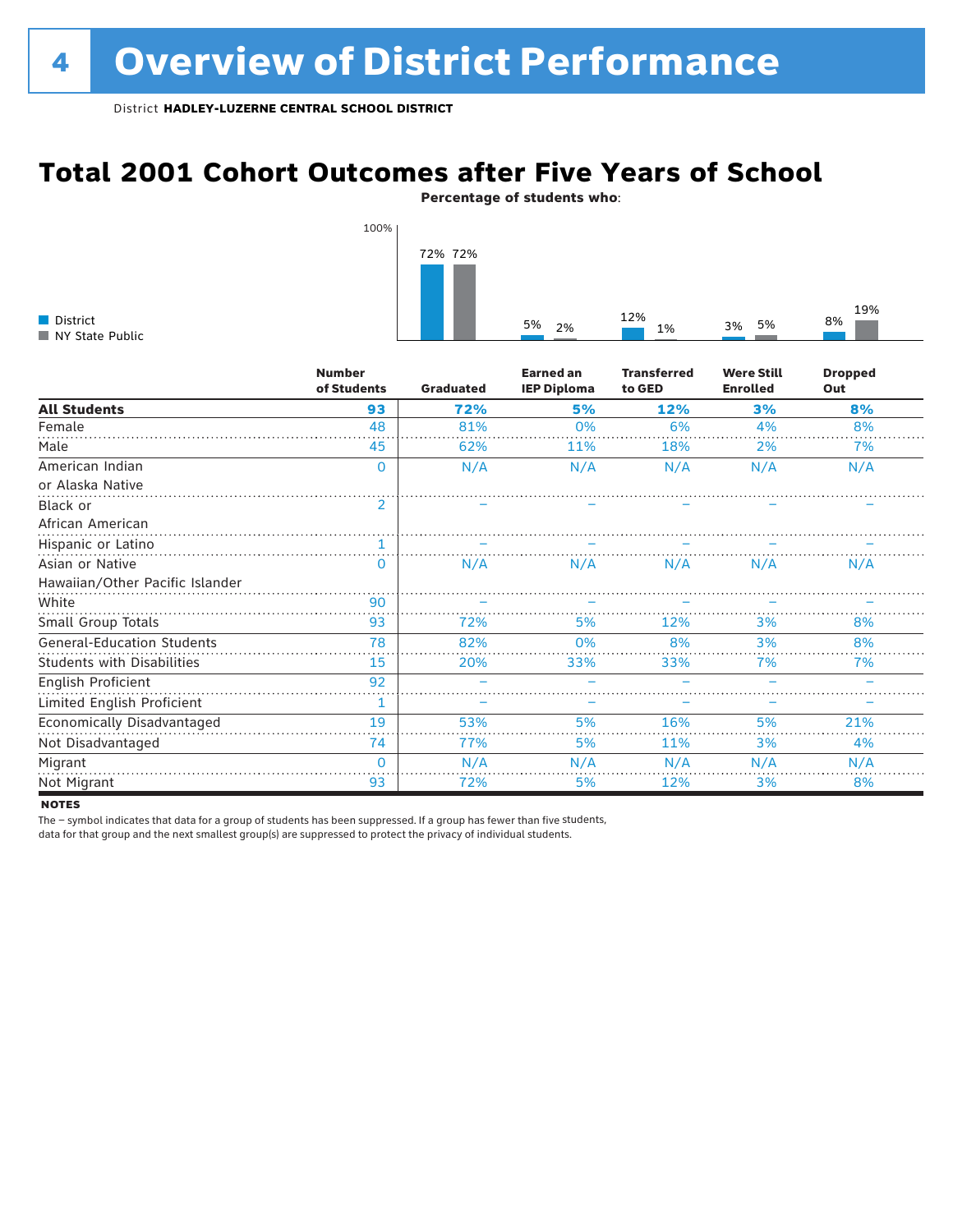# 4 Overview of District Performance

District **HADLEY-LUZERNE CENTRAL SCHOOL DISTRICT**

## Total 2001 Cohort Outcomes after Five Years of School

**Percentage of students who:**

100%

District
NY State Public

72% 72%
5% 2%
12% 1%
3% 5%
8% 19%

| | Number of Students | Graduated | Earned an IEP Diploma | Transferred to GED | Were Still Enrolled | Dropped Out |
|---|---|---|---|---|---|---|
| **All Students** | **93** | **72%** | **5%** | **12%** | **3%** | **8%** |
| Female | 48 | 81% | 0% | 6% | 4% | 8% |
| Male | 45 | 62% | 11% | 18% | 2% | 7% |
| American Indian or Alaska Native | 0 | N/A | N/A | N/A | N/A | N/A |
| Black or African American | 2 | – | – | – | – | – |
| Hispanic or Latino | 1 | – | – | – | – | – |
| Asian or Native Hawaiian/Other Pacific Islander | 0 | N/A | N/A | N/A | N/A | N/A |
| White | 90 | – | – | – | – | – |
| Small Group Totals | 93 | 72% | 5% | 12% | 3% | 8% |
| General-Education Students | 78 | 82% | 0% | 8% | 3% | 8% |
| Students with Disabilities | 15 | 20% | 33% | 33% | 7% | 7% |
| English Proficient | 92 | – | – | – | – | – |
| Limited English Proficient | 1 | – | – | – | – | – |
| Economically Disadvantaged | 19 | 53% | 5% | 16% | 5% | 21% |
| Not Disadvantaged | 74 | 77% | 5% | 11% | 3% | 4% |
| Migrant | 0 | N/A | N/A | N/A | N/A | N/A |
| Not Migrant | 93 | 72% | 5% | 12% | 3% | 8% |

**NOTES**

The – symbol indicates that data for a group of students has been suppressed. If a group has fewer than five students, data for that group and the next smallest group(s) are suppressed to protect the privacy of individual students.